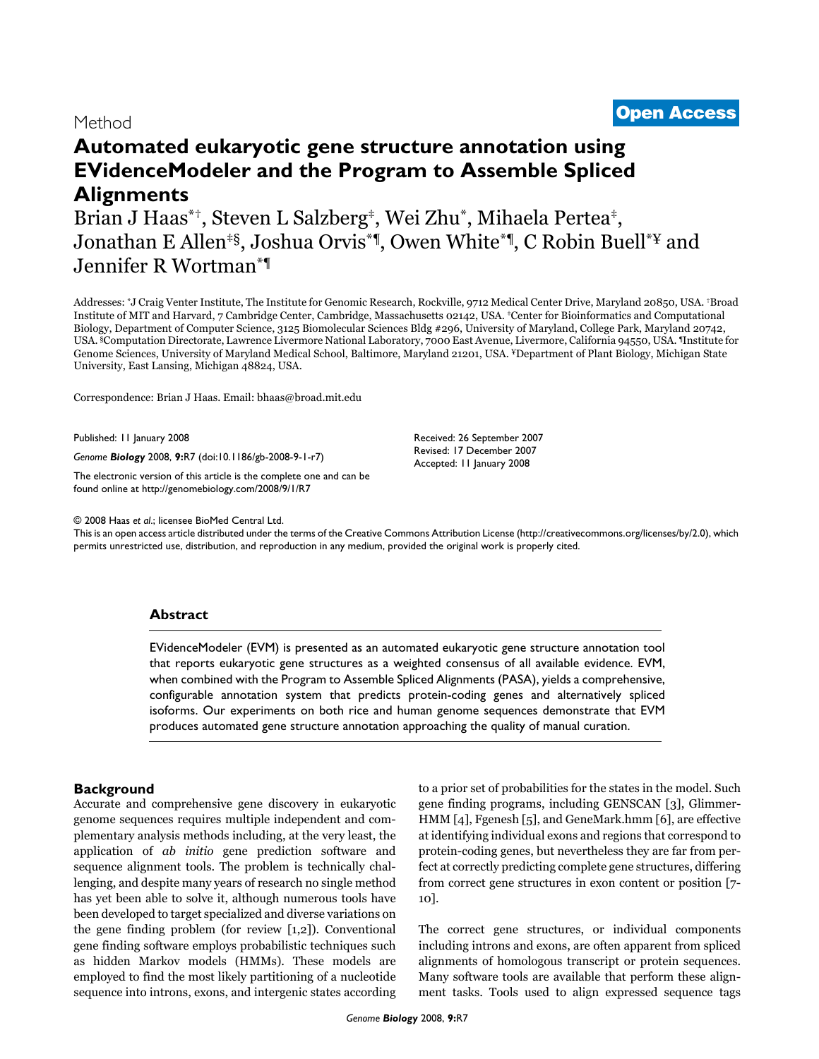Method

**Open Access**

# Automated eukaryotic gene structure annotation using EVidenceModeler and the Program to Assemble Spliced Alignments

Brian J Haas[*†], Steven L Salzberg[‡], Wei Zhu[*], Mihaela Pertea[‡], Jonathan E Allen[‡§], Joshua Orvis[*¶], Owen White[*¶], C Robin Buell[*¥] and Jennifer R Wortman[*¶]

Addresses: [*]J Craig Venter Institute, The Institute for Genomic Research, Rockville, 9712 Medical Center Drive, Maryland 20850, USA. [†]Broad Institute of MIT and Harvard, 7 Cambridge Center, Cambridge, Massachusetts 02142, USA. [‡]Center for Bioinformatics and Computational Biology, Department of Computer Science, 3125 Biomolecular Sciences Bldg #296, University of Maryland, College Park, Maryland 20742, USA. [§]Computation Directorate, Lawrence Livermore National Laboratory, 7000 East Avenue, Livermore, California 94550, USA. [¶]Institute for Genome Sciences, University of Maryland Medical School, Baltimore, Maryland 21201, USA. [¥]Department of Plant Biology, Michigan State University, East Lansing, Michigan 48824, USA.

Correspondence: Brian J Haas. Email: bhaas@broad.mit.edu

Published: 11 January 2008

*Genome **Biology*** 2008, **9:**R7 (doi:10.1186/gb-2008-9-1-r7)

The electronic version of this article is the complete one and can be found online at http://genomebiology.com/2008/9/1/R7

Received: 26 September 2007
Revised: 17 December 2007
Accepted: 11 January 2008

© 2008 Haas *et al*.; licensee BioMed Central Ltd.
This is an open access article distributed under the terms of the Creative Commons Attribution License (http://creativecommons.org/licenses/by/2.0), which permits unrestricted use, distribution, and reproduction in any medium, provided the original work is properly cited.

## Abstract

EVidenceModeler (EVM) is presented as an automated eukaryotic gene structure annotation tool that reports eukaryotic gene structures as a weighted consensus of all available evidence. EVM, when combined with the Program to Assemble Spliced Alignments (PASA), yields a comprehensive, configurable annotation system that predicts protein-coding genes and alternatively spliced isoforms. Our experiments on both rice and human genome sequences demonstrate that EVM produces automated gene structure annotation approaching the quality of manual curation.

## Background

Accurate and comprehensive gene discovery in eukaryotic genome sequences requires multiple independent and complementary analysis methods including, at the very least, the application of *ab initio* gene prediction software and sequence alignment tools. The problem is technically challenging, and despite many years of research no single method has yet been able to solve it, although numerous tools have been developed to target specialized and diverse variations on the gene finding problem (for review [1,2]). Conventional gene finding software employs probabilistic techniques such as hidden Markov models (HMMs). These models are employed to find the most likely partitioning of a nucleotide sequence into introns, exons, and intergenic states according to a prior set of probabilities for the states in the model. Such gene finding programs, including GENSCAN [3], GlimmerHMM [4], Fgenesh [5], and GeneMark.hmm [6], are effective at identifying individual exons and regions that correspond to protein-coding genes, but nevertheless they are far from perfect at correctly predicting complete gene structures, differing from correct gene structures in exon content or position [7-10].

The correct gene structures, or individual components including introns and exons, are often apparent from spliced alignments of homologous transcript or protein sequences. Many software tools are available that perform these alignment tasks. Tools used to align expressed sequence tags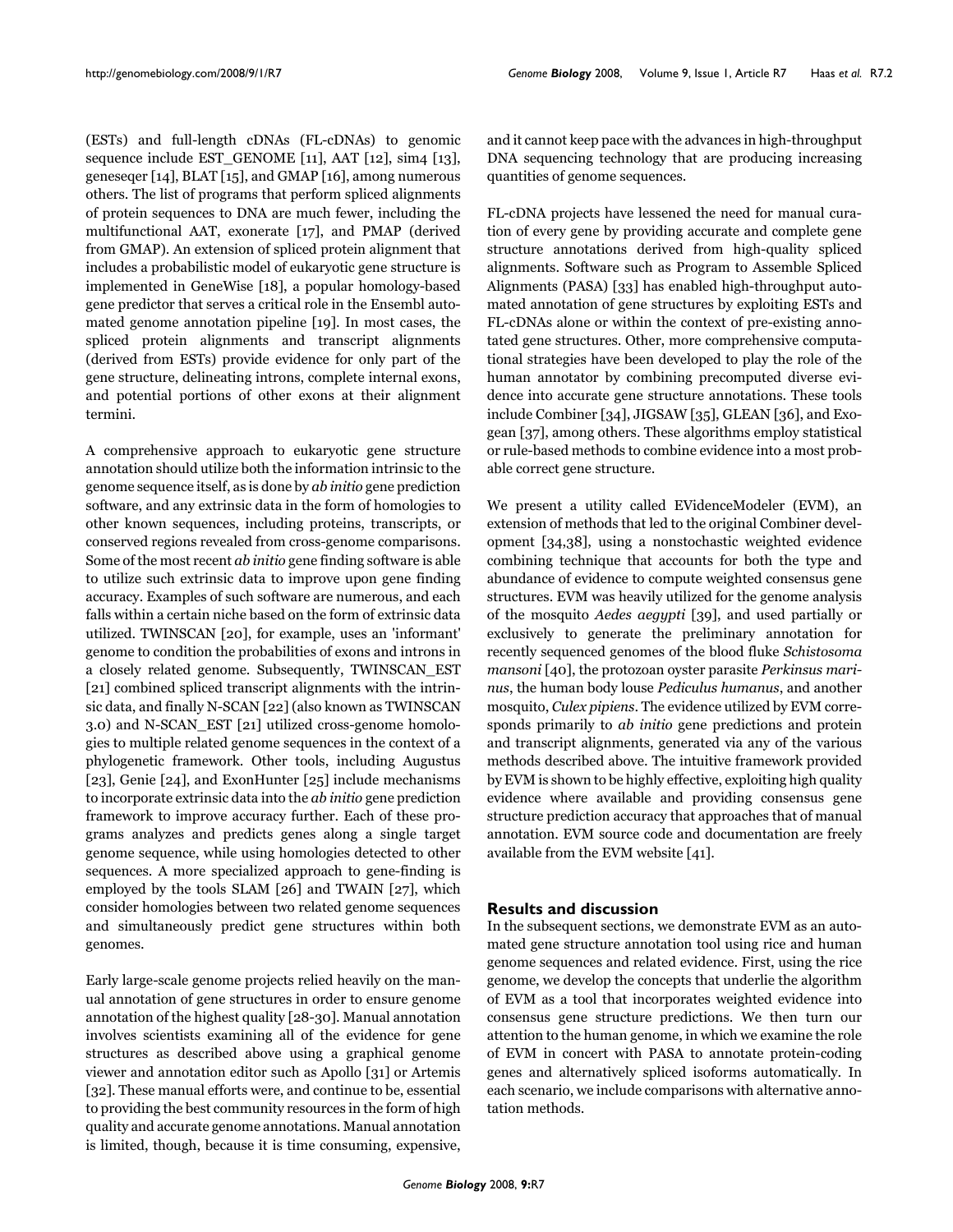(ESTs) and full-length cDNAs (FL-cDNAs) to genomic sequence include EST_GENOME [11], AAT [12], sim4 [13], geneseqer [14], BLAT [15], and GMAP [16], among numerous others. The list of programs that perform spliced alignments of protein sequences to DNA are much fewer, including the multifunctional AAT, exonerate [17], and PMAP (derived from GMAP). An extension of spliced protein alignment that includes a probabilistic model of eukaryotic gene structure is implemented in GeneWise [18], a popular homology-based gene predictor that serves a critical role in the Ensembl automated genome annotation pipeline [19]. In most cases, the spliced protein alignments and transcript alignments (derived from ESTs) provide evidence for only part of the gene structure, delineating introns, complete internal exons, and potential portions of other exons at their alignment termini.

A comprehensive approach to eukaryotic gene structure annotation should utilize both the information intrinsic to the genome sequence itself, as is done by *ab initio* gene prediction software, and any extrinsic data in the form of homologies to other known sequences, including proteins, transcripts, or conserved regions revealed from cross-genome comparisons. Some of the most recent *ab initio* gene finding software is able to utilize such extrinsic data to improve upon gene finding accuracy. Examples of such software are numerous, and each falls within a certain niche based on the form of extrinsic data utilized. TWINSCAN [20], for example, uses an 'informant' genome to condition the probabilities of exons and introns in a closely related genome. Subsequently, TWINSCAN_EST [21] combined spliced transcript alignments with the intrinsic data, and finally N-SCAN [22] (also known as TWINSCAN 3.0) and N-SCAN_EST [21] utilized cross-genome homologies to multiple related genome sequences in the context of a phylogenetic framework. Other tools, including Augustus [23], Genie [24], and ExonHunter [25] include mechanisms to incorporate extrinsic data into the *ab initio* gene prediction framework to improve accuracy further. Each of these programs analyzes and predicts genes along a single target genome sequence, while using homologies detected to other sequences. A more specialized approach to gene-finding is employed by the tools SLAM [26] and TWAIN [27], which consider homologies between two related genome sequences and simultaneously predict gene structures within both genomes.

Early large-scale genome projects relied heavily on the manual annotation of gene structures in order to ensure genome annotation of the highest quality [28-30]. Manual annotation involves scientists examining all of the evidence for gene structures as described above using a graphical genome viewer and annotation editor such as Apollo [31] or Artemis [32]. These manual efforts were, and continue to be, essential to providing the best community resources in the form of high quality and accurate genome annotations. Manual annotation is limited, though, because it is time consuming, expensive, and it cannot keep pace with the advances in high-throughput DNA sequencing technology that are producing increasing quantities of genome sequences.

FL-cDNA projects have lessened the need for manual curation of every gene by providing accurate and complete gene structure annotations derived from high-quality spliced alignments. Software such as Program to Assemble Spliced Alignments (PASA) [33] has enabled high-throughput automated annotation of gene structures by exploiting ESTs and FL-cDNAs alone or within the context of pre-existing annotated gene structures. Other, more comprehensive computational strategies have been developed to play the role of the human annotator by combining precomputed diverse evidence into accurate gene structure annotations. These tools include Combiner [34], JIGSAW [35], GLEAN [36], and Exogean [37], among others. These algorithms employ statistical or rule-based methods to combine evidence into a most probable correct gene structure.

We present a utility called EVidenceModeler (EVM), an extension of methods that led to the original Combiner development [34,38], using a nonstochastic weighted evidence combining technique that accounts for both the type and abundance of evidence to compute weighted consensus gene structures. EVM was heavily utilized for the genome analysis of the mosquito *Aedes aegypti* [39], and used partially or exclusively to generate the preliminary annotation for recently sequenced genomes of the blood fluke *Schistosoma mansoni* [40], the protozoan oyster parasite *Perkinsus marinus*, the human body louse *Pediculus humanus*, and another mosquito, *Culex pipiens*. The evidence utilized by EVM corresponds primarily to *ab initio* gene predictions and protein and transcript alignments, generated via any of the various methods described above. The intuitive framework provided by EVM is shown to be highly effective, exploiting high quality evidence where available and providing consensus gene structure prediction accuracy that approaches that of manual annotation. EVM source code and documentation are freely available from the EVM website [41].

## Results and discussion

In the subsequent sections, we demonstrate EVM as an automated gene structure annotation tool using rice and human genome sequences and related evidence. First, using the rice genome, we develop the concepts that underlie the algorithm of EVM as a tool that incorporates weighted evidence into consensus gene structure predictions. We then turn our attention to the human genome, in which we examine the role of EVM in concert with PASA to annotate protein-coding genes and alternatively spliced isoforms automatically. In each scenario, we include comparisons with alternative annotation methods.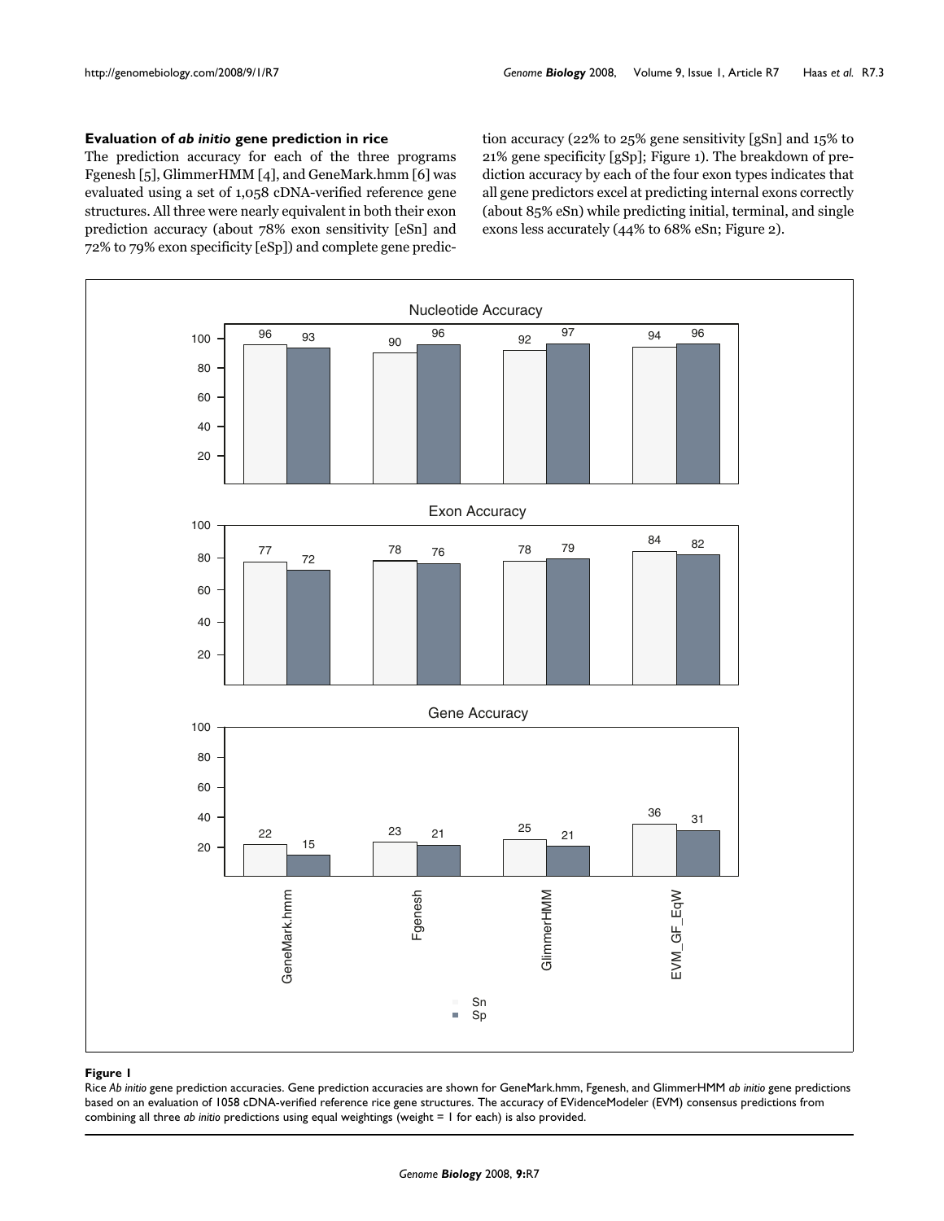### Evaluation of *ab initio* gene prediction in rice

The prediction accuracy for each of the three programs Fgenesh [5], GlimmerHMM [4], and GeneMark.hmm [6] was evaluated using a set of 1,058 cDNA-verified reference gene structures. All three were nearly equivalent in both their exon prediction accuracy (about 78% exon sensitivity [eSn] and 72% to 79% exon specificity [eSp]) and complete gene prediction accuracy (22% to 25% gene sensitivity [gSn] and 15% to 21% gene specificity [gSp]; Figure 1). The breakdown of prediction accuracy by each of the four exon types indicates that all gene predictors excel at predicting internal exons correctly (about 85% eSn) while predicting initial, terminal, and single exons less accurately (44% to 68% eSn; Figure 2).

**Figure 1**

Rice *Ab initio* gene prediction accuracies. Gene prediction accuracies are shown for GeneMark.hmm, Fgenesh, and GlimmerHMM *ab initio* gene predictions based on an evaluation of 1058 cDNA-verified reference rice gene structures. The accuracy of EVidenceModeler (EVM) consensus predictions from combining all three *ab initio* predictions using equal weightings (weight = 1 for each) is also provided.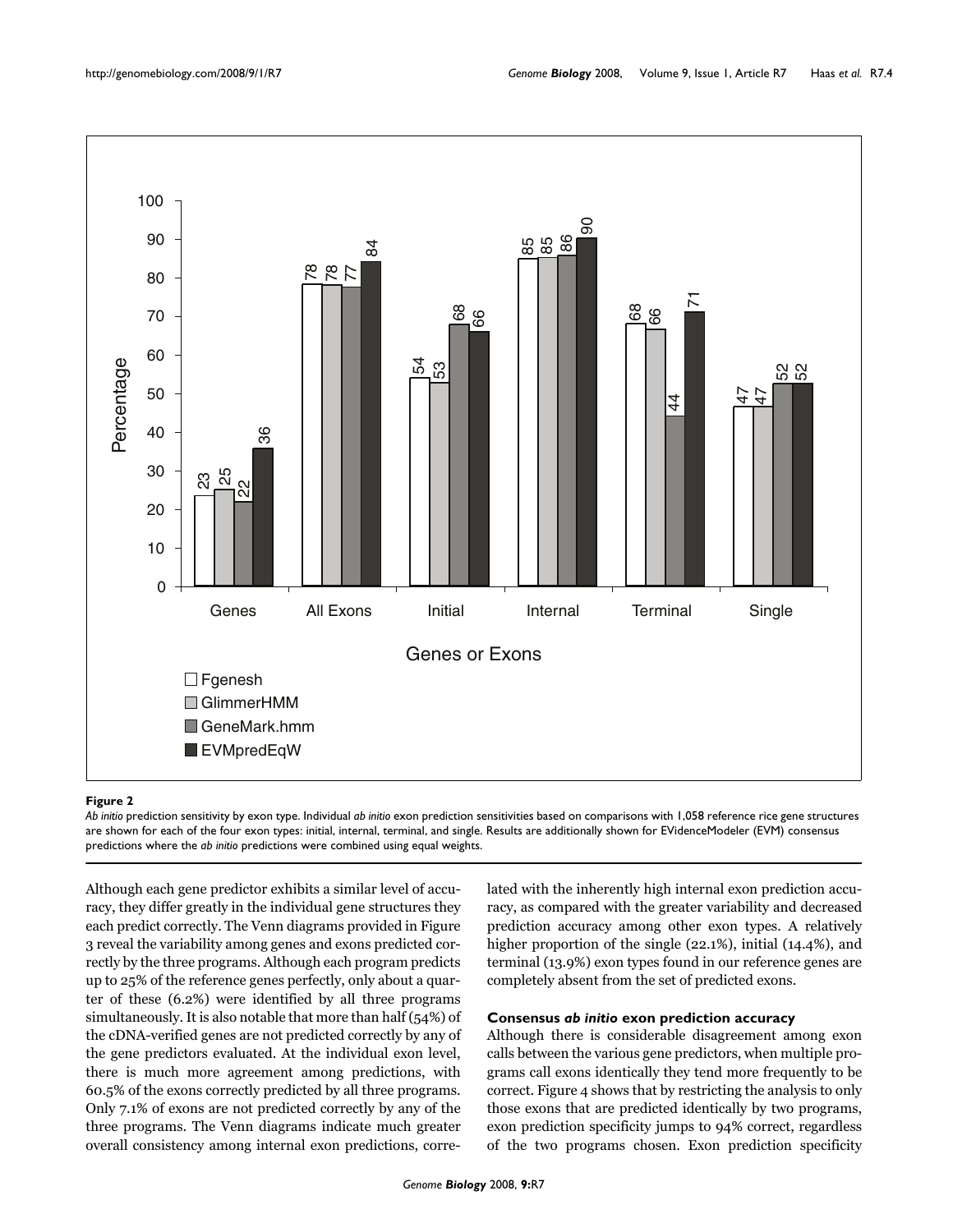**Figure 2**

*Ab initio* prediction sensitivity by exon type. Individual *ab initio* exon prediction sensitivities based on comparisons with 1,058 reference rice gene structures are shown for each of the four exon types: initial, internal, terminal, and single. Results are additionally shown for EVidenceModeler (EVM) consensus predictions where the *ab initio* predictions were combined using equal weights.

Although each gene predictor exhibits a similar level of accuracy, they differ greatly in the individual gene structures they each predict correctly. The Venn diagrams provided in Figure 3 reveal the variability among genes and exons predicted correctly by the three programs. Although each program predicts up to 25% of the reference genes perfectly, only about a quarter of these (6.2%) were identified by all three programs simultaneously. It is also notable that more than half (54%) of the cDNA-verified genes are not predicted correctly by any of the gene predictors evaluated. At the individual exon level, there is much more agreement among predictions, with 60.5% of the exons correctly predicted by all three programs. Only 7.1% of exons are not predicted correctly by any of the three programs. The Venn diagrams indicate much greater overall consistency among internal exon predictions, correlated with the inherently high internal exon prediction accuracy, as compared with the greater variability and decreased prediction accuracy among other exon types. A relatively higher proportion of the single (22.1%), initial (14.4%), and terminal (13.9%) exon types found in our reference genes are completely absent from the set of predicted exons.

### Consensus *ab initio* exon prediction accuracy

Although there is considerable disagreement among exon calls between the various gene predictors, when multiple programs call exons identically they tend more frequently to be correct. Figure 4 shows that by restricting the analysis to only those exons that are predicted identically by two programs, exon prediction specificity jumps to 94% correct, regardless of the two programs chosen. Exon prediction specificity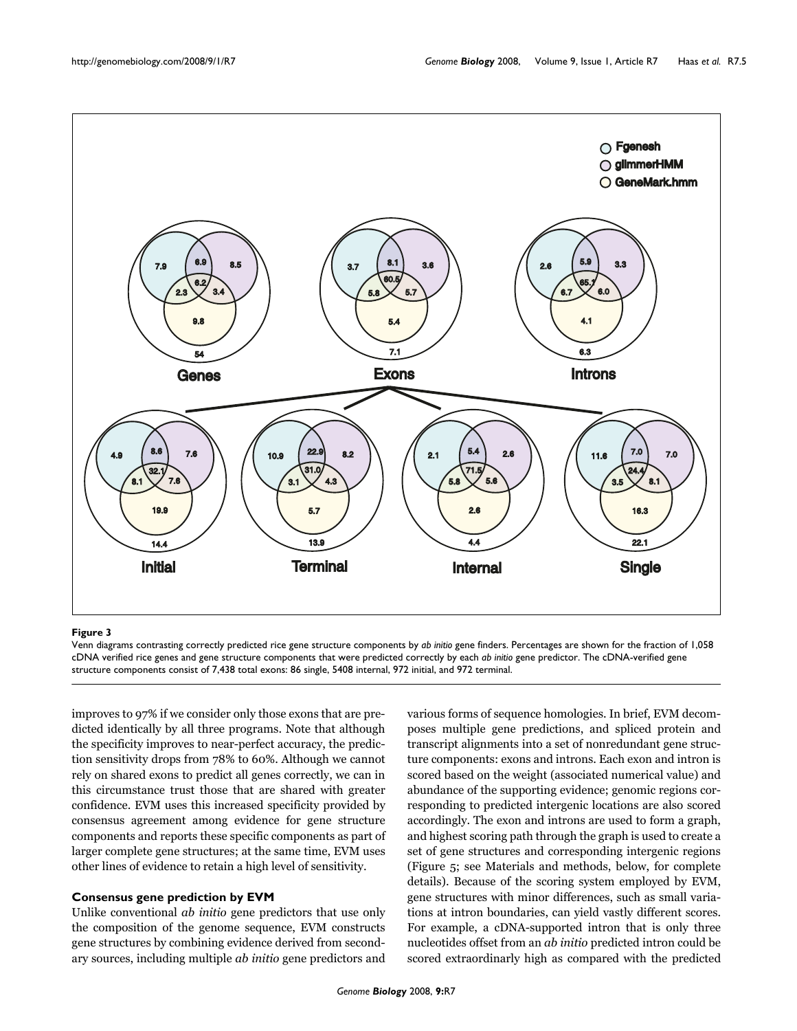**Figure 3**

Venn diagrams contrasting correctly predicted rice gene structure components by *ab initio* gene finders. Percentages are shown for the fraction of 1,058 cDNA verified rice genes and gene structure components that were predicted correctly by each *ab initio* gene predictor. The cDNA-verified gene structure components consist of 7,438 total exons: 86 single, 5408 internal, 972 initial, and 972 terminal.

improves to 97% if we consider only those exons that are predicted identically by all three programs. Note that although the specificity improves to near-perfect accuracy, the prediction sensitivity drops from 78% to 60%. Although we cannot rely on shared exons to predict all genes correctly, we can in this circumstance trust those that are shared with greater confidence. EVM uses this increased specificity provided by consensus agreement among evidence for gene structure components and reports these specific components as part of larger complete gene structures; at the same time, EVM uses other lines of evidence to retain a high level of sensitivity.

### Consensus gene prediction by EVM

Unlike conventional *ab initio* gene predictors that use only the composition of the genome sequence, EVM constructs gene structures by combining evidence derived from secondary sources, including multiple *ab initio* gene predictors and various forms of sequence homologies. In brief, EVM decomposes multiple gene predictions, and spliced protein and transcript alignments into a set of nonredundant gene structure components: exons and introns. Each exon and intron is scored based on the weight (associated numerical value) and abundance of the supporting evidence; genomic regions corresponding to predicted intergenic locations are also scored accordingly. The exon and introns are used to form a graph, and highest scoring path through the graph is used to create a set of gene structures and corresponding intergenic regions (Figure 5; see Materials and methods, below, for complete details). Because of the scoring system employed by EVM, gene structures with minor differences, such as small variations at intron boundaries, can yield vastly different scores. For example, a cDNA-supported intron that is only three nucleotides offset from an *ab initio* predicted intron could be scored extraordinarily high as compared with the predicted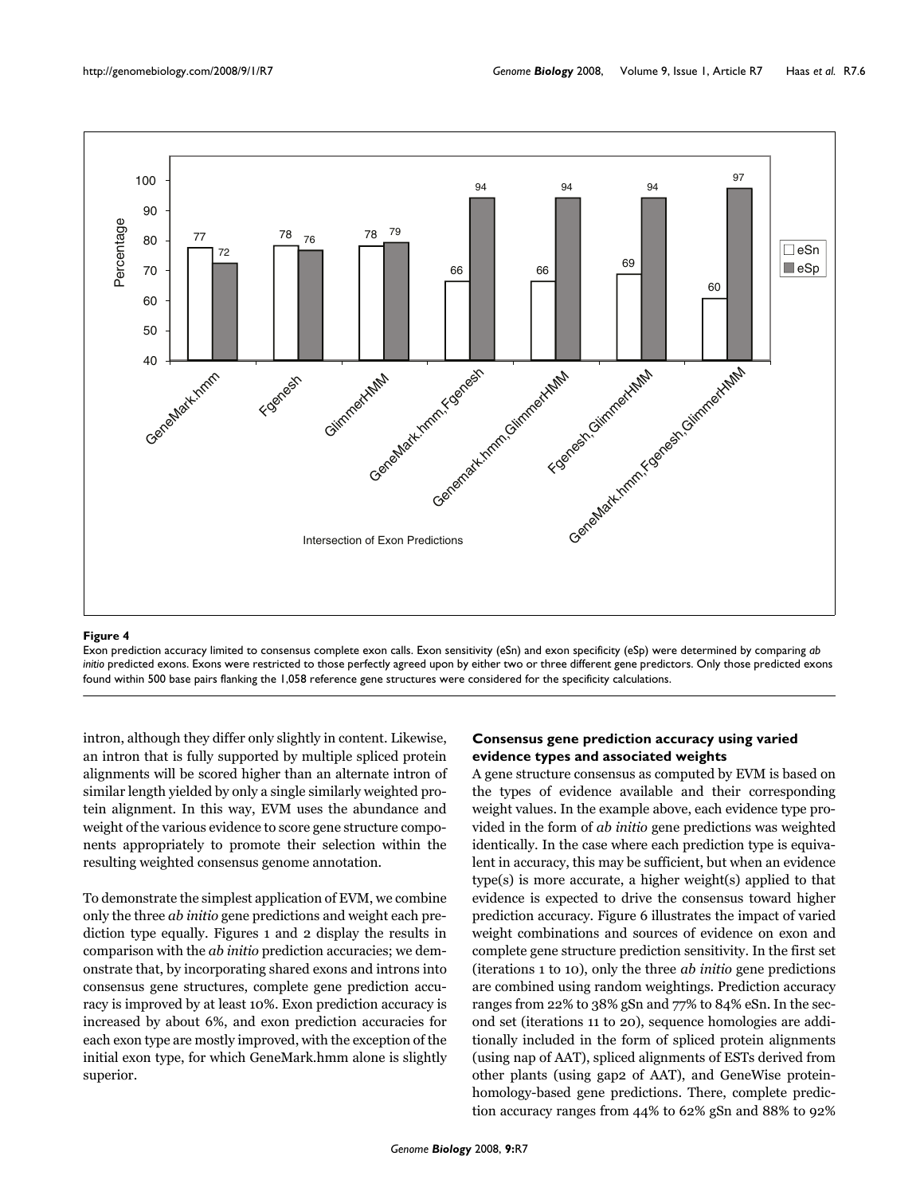**Figure 4**

Exon prediction accuracy limited to consensus complete exon calls. Exon sensitivity (eSn) and exon specificity (eSp) were determined by comparing *ab initio* predicted exons. Exons were restricted to those perfectly agreed upon by either two or three different gene predictors. Only those predicted exons found within 500 base pairs flanking the 1,058 reference gene structures were considered for the specificity calculations.

intron, although they differ only slightly in content. Likewise, an intron that is fully supported by multiple spliced protein alignments will be scored higher than an alternate intron of similar length yielded by only a single similarly weighted protein alignment. In this way, EVM uses the abundance and weight of the various evidence to score gene structure components appropriately to promote their selection within the resulting weighted consensus genome annotation.

To demonstrate the simplest application of EVM, we combine only the three *ab initio* gene predictions and weight each prediction type equally. Figures 1 and 2 display the results in comparison with the *ab initio* prediction accuracies; we demonstrate that, by incorporating shared exons and introns into consensus gene structures, complete gene prediction accuracy is improved by at least 10%. Exon prediction accuracy is increased by about 6%, and exon prediction accuracies for each exon type are mostly improved, with the exception of the initial exon type, for which GeneMark.hmm alone is slightly superior.

### Consensus gene prediction accuracy using varied evidence types and associated weights

A gene structure consensus as computed by EVM is based on the types of evidence available and their corresponding weight values. In the example above, each evidence type provided in the form of *ab initio* gene predictions was weighted identically. In the case where each prediction type is equivalent in accuracy, this may be sufficient, but when an evidence type(s) is more accurate, a higher weight(s) applied to that evidence is expected to drive the consensus toward higher prediction accuracy. Figure 6 illustrates the impact of varied weight combinations and sources of evidence on exon and complete gene structure prediction sensitivity. In the first set (iterations 1 to 10), only the three *ab initio* gene predictions are combined using random weightings. Prediction accuracy ranges from 22% to 38% gSn and 77% to 84% eSn. In the second set (iterations 11 to 20), sequence homologies are additionally included in the form of spliced protein alignments (using nap of AAT), spliced alignments of ESTs derived from other plants (using gap2 of AAT), and GeneWise protein-homology-based gene predictions. There, complete prediction accuracy ranges from 44% to 62% gSn and 88% to 92%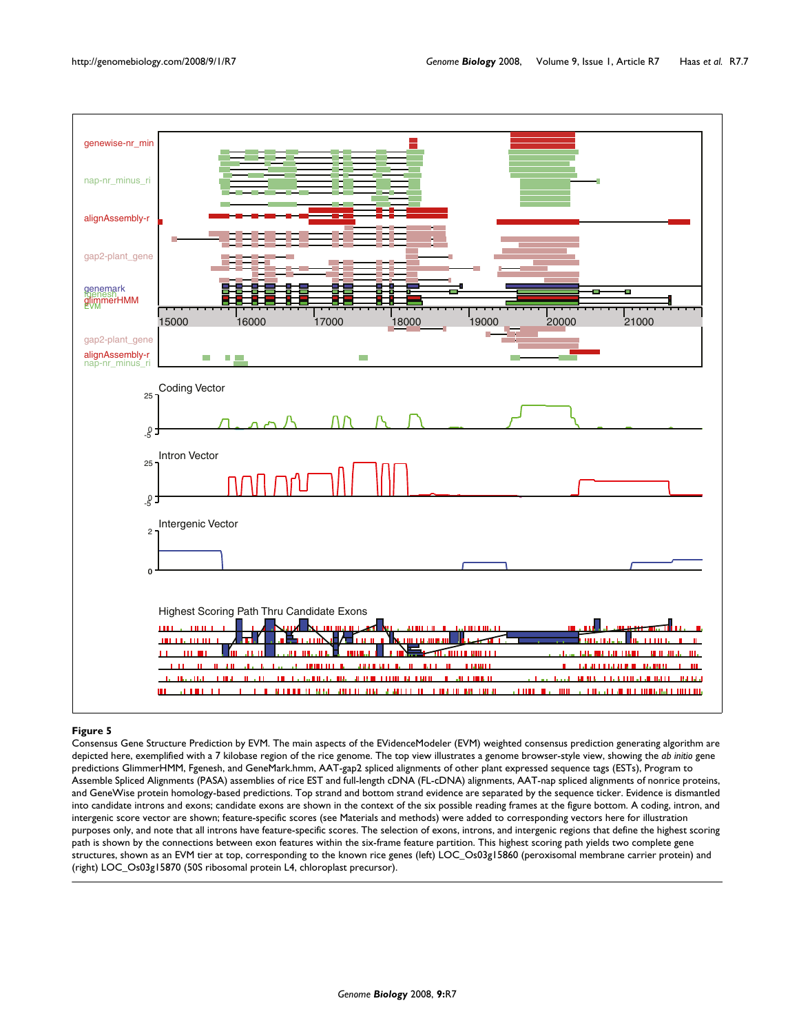**Figure 5**

Consensus Gene Structure Prediction by EVM. The main aspects of the EVidenceModeler (EVM) weighted consensus prediction generating algorithm are depicted here, exemplified with a 7 kilobase region of the rice genome. The top view illustrates a genome browser-style view, showing the *ab initio* gene predictions GlimmerHMM, Fgenesh, and GeneMark.hmm, AAT-gap2 spliced alignments of other plant expressed sequence tags (ESTs), Program to Assemble Spliced Alignments (PASA) assemblies of rice EST and full-length cDNA (FL-cDNA) alignments, AAT-nap spliced alignments of nonrice proteins, and GeneWise protein homology-based predictions. Top strand and bottom strand evidence are separated by the sequence ticker. Evidence is dismantled into candidate introns and exons; candidate exons are shown in the context of the six possible reading frames at the figure bottom. A coding, intron, and intergenic score vector are shown; feature-specific scores (see Materials and methods) were added to corresponding vectors here for illustration purposes only, and note that all introns have feature-specific scores. The selection of exons, introns, and intergenic regions that define the highest scoring path is shown by the connections between exon features within the six-frame feature partition. This highest scoring path yields two complete gene structures, shown as an EVM tier at top, corresponding to the known rice genes (left) LOC_Os03g15860 (peroxisomal membrane carrier protein) and (right) LOC_Os03g15870 (50S ribosomal protein L4, chloroplast precursor).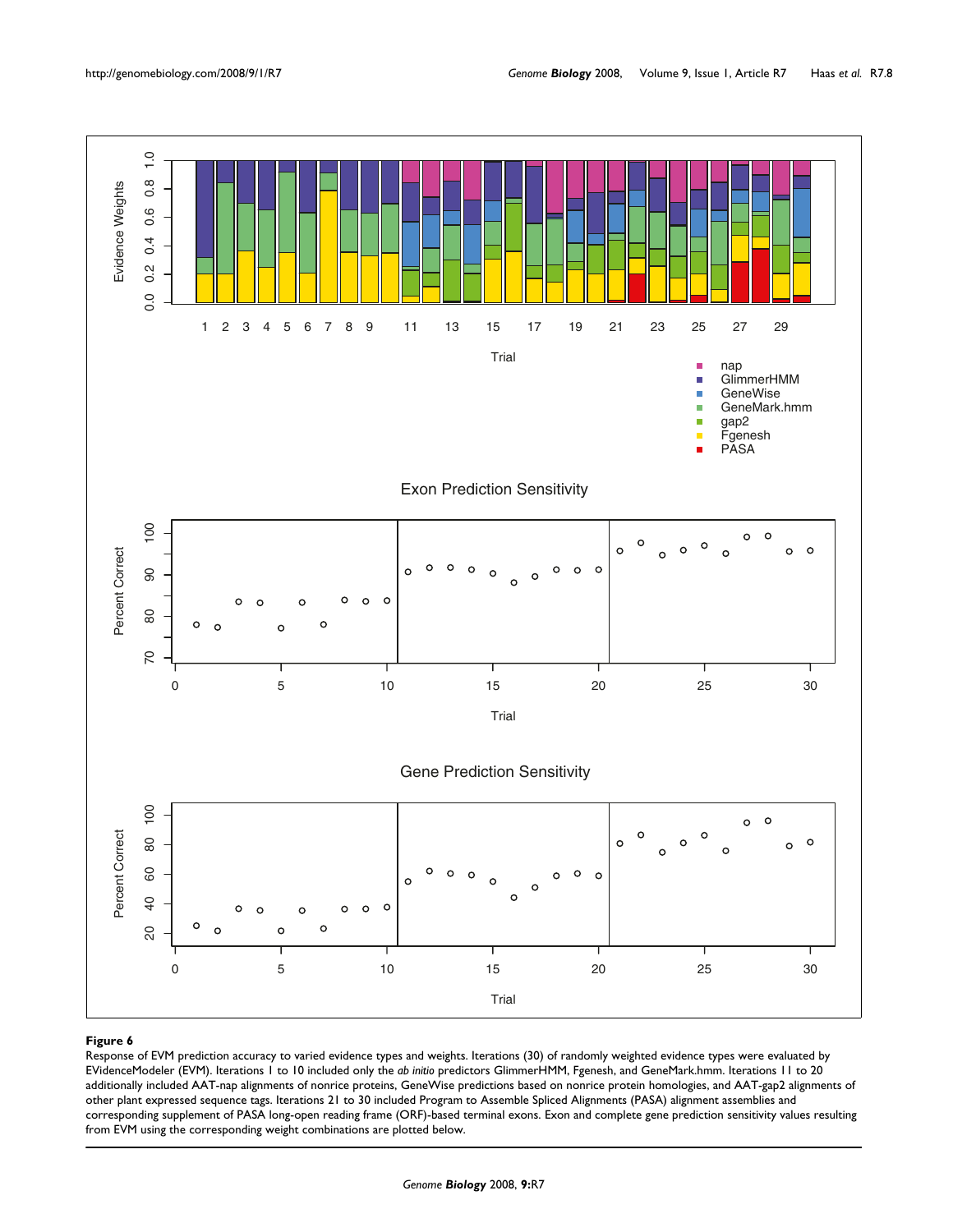**Figure 6**

Response of EVM prediction accuracy to varied evidence types and weights. Iterations (30) of randomly weighted evidence types were evaluated by EVidenceModeler (EVM). Iterations 1 to 10 included only the *ab initio* predictors GlimmerHMM, Fgenesh, and GeneMark.hmm. Iterations 11 to 20 additionally included AAT-nap alignments of nonrice proteins, GeneWise predictions based on nonrice protein homologies, and AAT-gap2 alignments of other plant expressed sequence tags. Iterations 21 to 30 included Program to Assemble Spliced Alignments (PASA) alignment assemblies and corresponding supplement of PASA long-open reading frame (ORF)-based terminal exons. Exon and complete gene prediction sensitivity values resulting from EVM using the corresponding weight combinations are plotted below.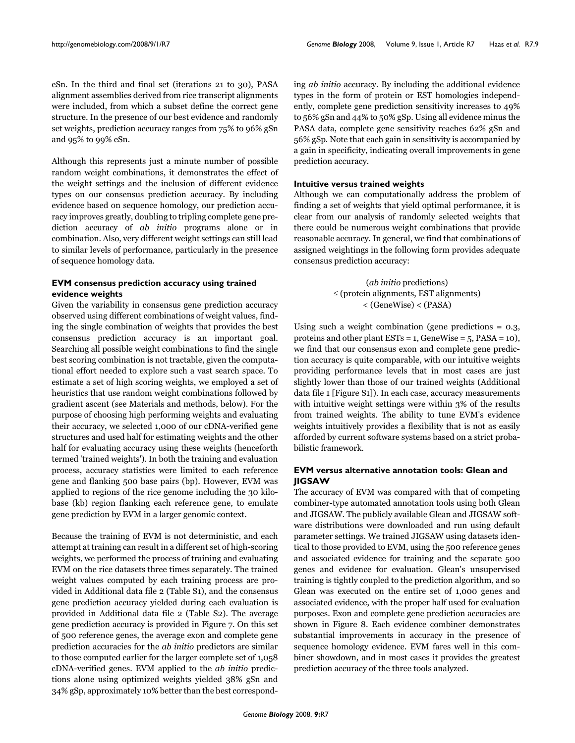eSn. In the third and final set (iterations 21 to 30), PASA alignment assemblies derived from rice transcript alignments were included, from which a subset define the correct gene structure. In the presence of our best evidence and randomly set weights, prediction accuracy ranges from 75% to 96% gSn and 95% to 99% eSn.

Although this represents just a minute number of possible random weight combinations, it demonstrates the effect of the weight settings and the inclusion of different evidence types on our consensus prediction accuracy. By including evidence based on sequence homology, our prediction accuracy improves greatly, doubling to tripling complete gene prediction accuracy of *ab initio* programs alone or in combination. Also, very different weight settings can still lead to similar levels of performance, particularly in the presence of sequence homology data.

### EVM consensus prediction accuracy using trained evidence weights

Given the variability in consensus gene prediction accuracy observed using different combinations of weight values, finding the single combination of weights that provides the best consensus prediction accuracy is an important goal. Searching all possible weight combinations to find the single best scoring combination is not tractable, given the computational effort needed to explore such a vast search space. To estimate a set of high scoring weights, we employed a set of heuristics that use random weight combinations followed by gradient ascent (see Materials and methods, below). For the purpose of choosing high performing weights and evaluating their accuracy, we selected 1,000 of our cDNA-verified gene structures and used half for estimating weights and the other half for evaluating accuracy using these weights (henceforth termed 'trained weights'). In both the training and evaluation process, accuracy statistics were limited to each reference gene and flanking 500 base pairs (bp). However, EVM was applied to regions of the rice genome including the 30 kilobase (kb) region flanking each reference gene, to emulate gene prediction by EVM in a larger genomic context.

Because the training of EVM is not deterministic, and each attempt at training can result in a different set of high-scoring weights, we performed the process of training and evaluating EVM on the rice datasets three times separately. The trained weight values computed by each training process are provided in Additional data file 2 (Table S1), and the consensus gene prediction accuracy yielded during each evaluation is provided in Additional data file 2 (Table S2). The average gene prediction accuracy is provided in Figure 7. On this set of 500 reference genes, the average exon and complete gene prediction accuracies for the *ab initio* predictors are similar to those computed earlier for the larger complete set of 1,058 cDNA-verified genes. EVM applied to the *ab initio* predictions alone using optimized weights yielded 38% gSn and 34% gSp, approximately 10% better than the best corresponding *ab initio* accuracy. By including the additional evidence types in the form of protein or EST homologies independently, complete gene prediction sensitivity increases to 49% to 56% gSn and 44% to 50% gSp. Using all evidence minus the PASA data, complete gene sensitivity reaches 62% gSn and 56% gSp. Note that each gain in sensitivity is accompanied by a gain in specificity, indicating overall improvements in gene prediction accuracy.

### Intuitive versus trained weights

Although we can computationally address the problem of finding a set of weights that yield optimal performance, it is clear from our analysis of randomly selected weights that there could be numerous weight combinations that provide reasonable accuracy. In general, we find that combinations of assigned weightings in the following form provides adequate consensus prediction accuracy:

(*ab initio* predictions)
≤ (protein alignments, EST alignments)
< (GeneWise) < (PASA)

Using such a weight combination (gene predictions = 0.3, proteins and other plant ESTs = 1, GeneWise = 5, PASA = 10), we find that our consensus exon and complete gene prediction accuracy is quite comparable, with our intuitive weights providing performance levels that in most cases are just slightly lower than those of our trained weights (Additional data file 1 [Figure S1]). In each case, accuracy measurements with intuitive weight settings were within 3% of the results from trained weights. The ability to tune EVM's evidence weights intuitively provides a flexibility that is not as easily afforded by current software systems based on a strict probabilistic framework.

### EVM versus alternative annotation tools: Glean and JIGSAW

The accuracy of EVM was compared with that of competing combiner-type automated annotation tools using both Glean and JIGSAW. The publicly available Glean and JIGSAW software distributions were downloaded and run using default parameter settings. We trained JIGSAW using datasets identical to those provided to EVM, using the 500 reference genes and associated evidence for training and the separate 500 genes and evidence for evaluation. Glean's unsupervised training is tightly coupled to the prediction algorithm, and so Glean was executed on the entire set of 1,000 genes and associated evidence, with the proper half used for evaluation purposes. Exon and complete gene prediction accuracies are shown in Figure 8. Each evidence combiner demonstrates substantial improvements in accuracy in the presence of sequence homology evidence. EVM fares well in this combiner showdown, and in most cases it provides the greatest prediction accuracy of the three tools analyzed.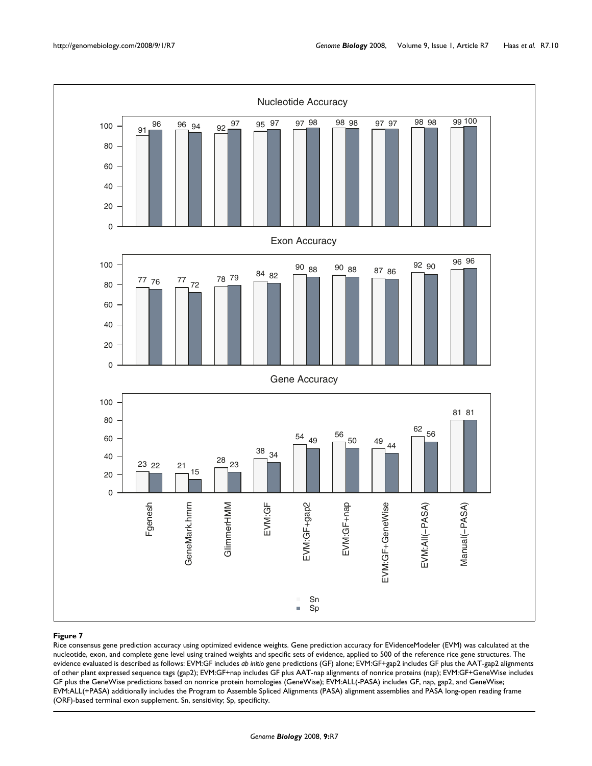**Figure 7**

Rice consensus gene prediction accuracy using optimized evidence weights. Gene prediction accuracy for EVidenceModeler (EVM) was calculated at the nucleotide, exon, and complete gene level using trained weights and specific sets of evidence, applied to 500 of the reference rice gene structures. The evidence evaluated is described as follows: EVM:GF includes *ab initio* gene predictions (GF) alone; EVM:GF+gap2 includes GF plus the AAT-gap2 alignments of other plant expressed sequence tags (gap2); EVM:GF+nap includes GF plus AAT-nap alignments of nonrice proteins (nap); EVM:GF+GeneWise includes GF plus the GeneWise predictions based on nonrice protein homologies (GeneWise); EVM:ALL(-PASA) includes GF, nap, gap2, and GeneWise; EVM:ALL(+PASA) additionally includes the Program to Assemble Spliced Alignments (PASA) alignment assemblies and PASA long-open reading frame (ORF)-based terminal exon supplement. Sn, sensitivity; Sp, specificity.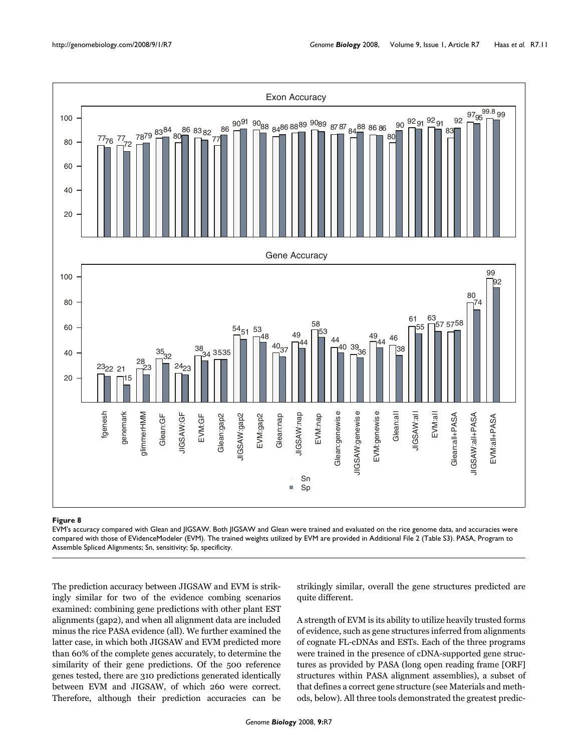**Figure 8**

EVM's accuracy compared with Glean and JIGSAW. Both JIGSAW and Glean were trained and evaluated on the rice genome data, and accuracies were compared with those of EVidenceModeler (EVM). The trained weights utilized by EVM are provided in Additional File 2 (Table S3). PASA, Program to Assemble Spliced Alignments; Sn, sensitivity; Sp, specificity.

The prediction accuracy between JIGSAW and EVM is strikingly similar for two of the evidence combing scenarios examined: combining gene predictions with other plant EST alignments (gap2), and when all alignment data are included minus the rice PASA evidence (all). We further examined the latter case, in which both JIGSAW and EVM predicted more than 60% of the complete genes accurately, to determine the similarity of their gene predictions. Of the 500 reference genes tested, there are 310 predictions generated identically between EVM and JIGSAW, of which 260 were correct. Therefore, although their prediction accuracies can be strikingly similar, overall the gene structures predicted are quite different.

A strength of EVM is its ability to utilize heavily trusted forms of evidence, such as gene structures inferred from alignments of cognate FL-cDNAs and ESTs. Each of the three programs were trained in the presence of cDNA-supported gene structures as provided by PASA (long open reading frame [ORF] structures within PASA alignment assemblies), a subset of that defines a correct gene structure (see Materials and methods, below). All three tools demonstrated the greatest predic-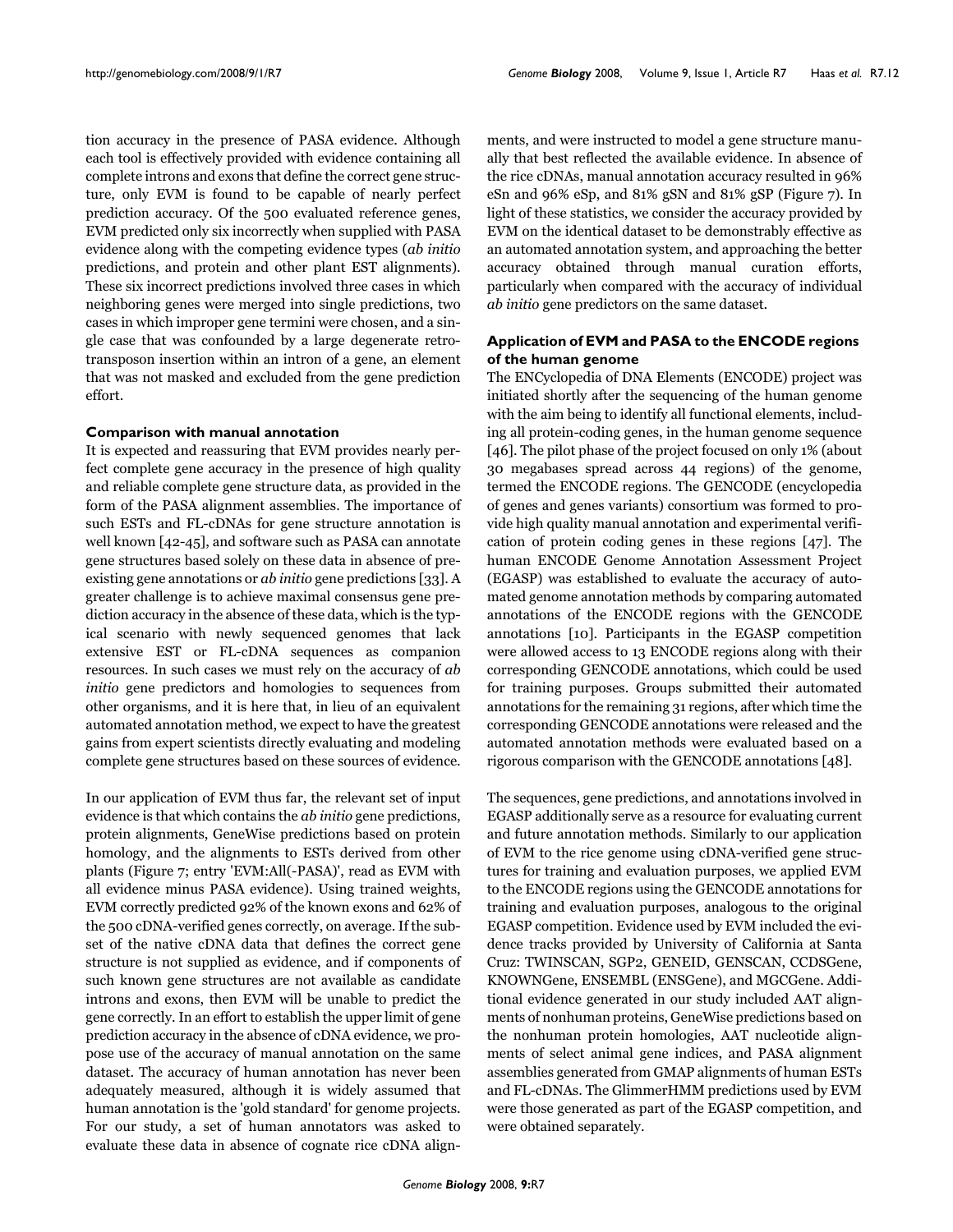tion accuracy in the presence of PASA evidence. Although each tool is effectively provided with evidence containing all complete introns and exons that define the correct gene structure, only EVM is found to be capable of nearly perfect prediction accuracy. Of the 500 evaluated reference genes, EVM predicted only six incorrectly when supplied with PASA evidence along with the competing evidence types (*ab initio* predictions, and protein and other plant EST alignments). These six incorrect predictions involved three cases in which neighboring genes were merged into single predictions, two cases in which improper gene termini were chosen, and a single case that was confounded by a large degenerate retrotransposon insertion within an intron of a gene, an element that was not masked and excluded from the gene prediction effort.

#### Comparison with manual annotation

It is expected and reassuring that EVM provides nearly perfect complete gene accuracy in the presence of high quality and reliable complete gene structure data, as provided in the form of the PASA alignment assemblies. The importance of such ESTs and FL-cDNAs for gene structure annotation is well known [42-45], and software such as PASA can annotate gene structures based solely on these data in absence of preexisting gene annotations or *ab initio* gene predictions [33]. A greater challenge is to achieve maximal consensus gene prediction accuracy in the absence of these data, which is the typical scenario with newly sequenced genomes that lack extensive EST or FL-cDNA sequences as companion resources. In such cases we must rely on the accuracy of *ab initio* gene predictors and homologies to sequences from other organisms, and it is here that, in lieu of an equivalent automated annotation method, we expect to have the greatest gains from expert scientists directly evaluating and modeling complete gene structures based on these sources of evidence.

In our application of EVM thus far, the relevant set of input evidence is that which contains the *ab initio* gene predictions, protein alignments, GeneWise predictions based on protein homology, and the alignments to ESTs derived from other plants (Figure 7; entry 'EVM:All(-PASA)', read as EVM with all evidence minus PASA evidence). Using trained weights, EVM correctly predicted 92% of the known exons and 62% of the 500 cDNA-verified genes correctly, on average. If the subset of the native cDNA data that defines the correct gene structure is not supplied as evidence, and if components of such known gene structures are not available as candidate introns and exons, then EVM will be unable to predict the gene correctly. In an effort to establish the upper limit of gene prediction accuracy in the absence of cDNA evidence, we propose use of the accuracy of manual annotation on the same dataset. The accuracy of human annotation has never been adequately measured, although it is widely assumed that human annotation is the 'gold standard' for genome projects. For our study, a set of human annotators was asked to evaluate these data in absence of cognate rice cDNA alignments, and were instructed to model a gene structure manually that best reflected the available evidence. In absence of the rice cDNAs, manual annotation accuracy resulted in 96% eSn and 96% eSp, and 81% gSN and 81% gSP (Figure 7). In light of these statistics, we consider the accuracy provided by EVM on the identical dataset to be demonstrably effective as an automated annotation system, and approaching the better accuracy obtained through manual curation efforts, particularly when compared with the accuracy of individual *ab initio* gene predictors on the same dataset.

#### Application of EVM and PASA to the ENCODE regions of the human genome

The ENCyclopedia of DNA Elements (ENCODE) project was initiated shortly after the sequencing of the human genome with the aim being to identify all functional elements, including all protein-coding genes, in the human genome sequence [46]. The pilot phase of the project focused on only 1% (about 30 megabases spread across 44 regions) of the genome, termed the ENCODE regions. The GENCODE (encyclopedia of genes and genes variants) consortium was formed to provide high quality manual annotation and experimental verification of protein coding genes in these regions [47]. The human ENCODE Genome Annotation Assessment Project (EGASP) was established to evaluate the accuracy of automated genome annotation methods by comparing automated annotations of the ENCODE regions with the GENCODE annotations [10]. Participants in the EGASP competition were allowed access to 13 ENCODE regions along with their corresponding GENCODE annotations, which could be used for training purposes. Groups submitted their automated annotations for the remaining 31 regions, after which time the corresponding GENCODE annotations were released and the automated annotation methods were evaluated based on a rigorous comparison with the GENCODE annotations [48].

The sequences, gene predictions, and annotations involved in EGASP additionally serve as a resource for evaluating current and future annotation methods. Similarly to our application of EVM to the rice genome using cDNA-verified gene structures for training and evaluation purposes, we applied EVM to the ENCODE regions using the GENCODE annotations for training and evaluation purposes, analogous to the original EGASP competition. Evidence used by EVM included the evidence tracks provided by University of California at Santa Cruz: TWINSCAN, SGP2, GENEID, GENSCAN, CCDSGene, KNOWNGene, ENSEMBL (ENSGene), and MGCGene. Additional evidence generated in our study included AAT alignments of nonhuman proteins, GeneWise predictions based on the nonhuman protein homologies, AAT nucleotide alignments of select animal gene indices, and PASA alignment assemblies generated from GMAP alignments of human ESTs and FL-cDNAs. The GlimmerHMM predictions used by EVM were those generated as part of the EGASP competition, and were obtained separately.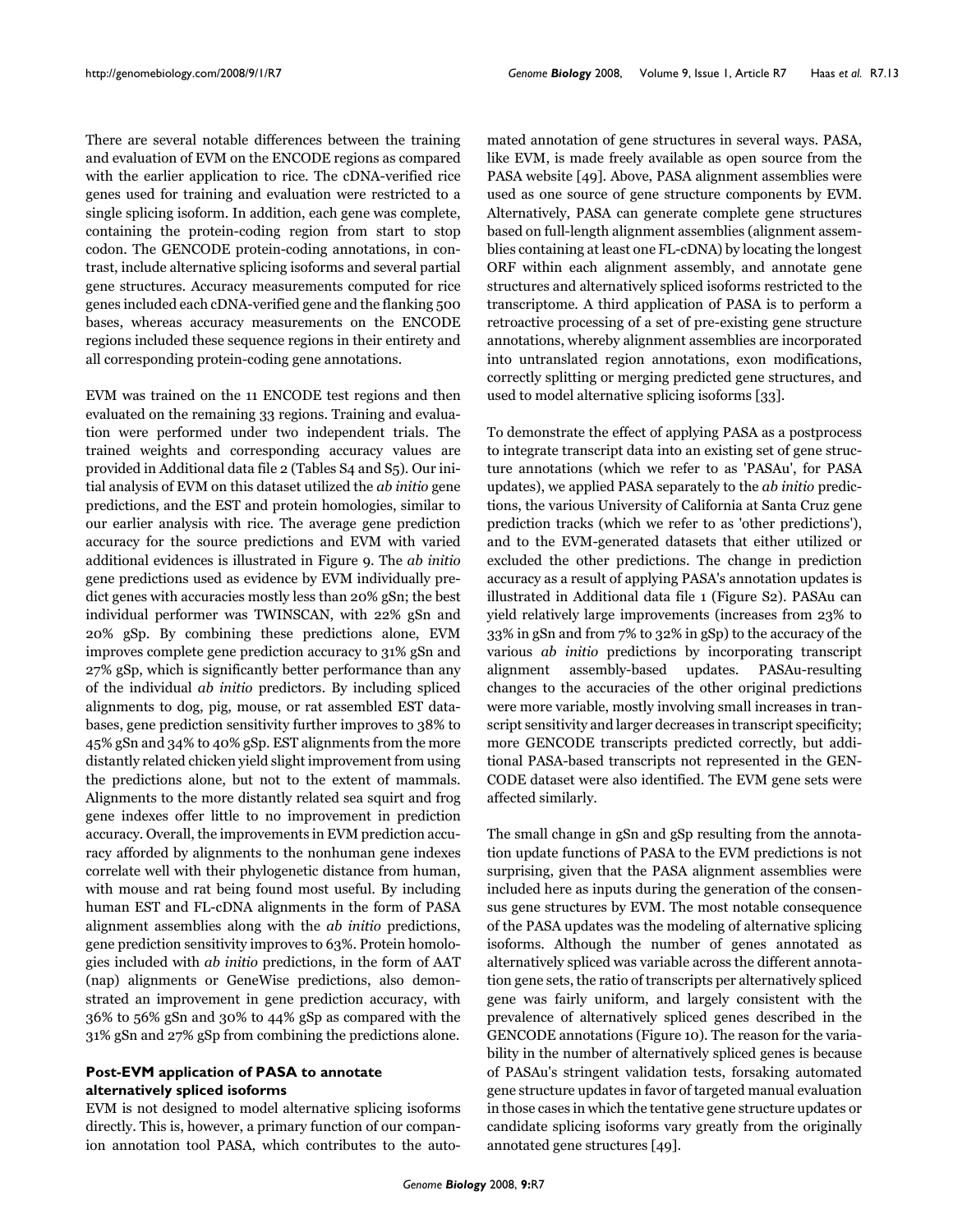There are several notable differences between the training and evaluation of EVM on the ENCODE regions as compared with the earlier application to rice. The cDNA-verified rice genes used for training and evaluation were restricted to a single splicing isoform. In addition, each gene was complete, containing the protein-coding region from start to stop codon. The GENCODE protein-coding annotations, in contrast, include alternative splicing isoforms and several partial gene structures. Accuracy measurements computed for rice genes included each cDNA-verified gene and the flanking 500 bases, whereas accuracy measurements on the ENCODE regions included these sequence regions in their entirety and all corresponding protein-coding gene annotations.

EVM was trained on the 11 ENCODE test regions and then evaluated on the remaining 33 regions. Training and evaluation were performed under two independent trials. The trained weights and corresponding accuracy values are provided in Additional data file 2 (Tables S4 and S5). Our initial analysis of EVM on this dataset utilized the *ab initio* gene predictions, and the EST and protein homologies, similar to our earlier analysis with rice. The average gene prediction accuracy for the source predictions and EVM with varied additional evidences is illustrated in Figure 9. The *ab initio* gene predictions used as evidence by EVM individually predict genes with accuracies mostly less than 20% gSn; the best individual performer was TWINSCAN, with 22% gSn and 20% gSp. By combining these predictions alone, EVM improves complete gene prediction accuracy to 31% gSn and 27% gSp, which is significantly better performance than any of the individual *ab initio* predictors. By including spliced alignments to dog, pig, mouse, or rat assembled EST databases, gene prediction sensitivity further improves to 38% to 45% gSn and 34% to 40% gSp. EST alignments from the more distantly related chicken yield slight improvement from using the predictions alone, but not to the extent of mammals. Alignments to the more distantly related sea squirt and frog gene indexes offer little to no improvement in prediction accuracy. Overall, the improvements in EVM prediction accuracy afforded by alignments to the nonhuman gene indexes correlate well with their phylogenetic distance from human, with mouse and rat being found most useful. By including human EST and FL-cDNA alignments in the form of PASA alignment assemblies along with the *ab initio* predictions, gene prediction sensitivity improves to 63%. Protein homologies included with *ab initio* predictions, in the form of AAT (nap) alignments or GeneWise predictions, also demonstrated an improvement in gene prediction accuracy, with 36% to 56% gSn and 30% to 44% gSp as compared with the 31% gSn and 27% gSp from combining the predictions alone.

### Post-EVM application of PASA to annotate alternatively spliced isoforms

EVM is not designed to model alternative splicing isoforms directly. This is, however, a primary function of our companion annotation tool PASA, which contributes to the automated annotation of gene structures in several ways. PASA, like EVM, is made freely available as open source from the PASA website [49]. Above, PASA alignment assemblies were used as one source of gene structure components by EVM. Alternatively, PASA can generate complete gene structures based on full-length alignment assemblies (alignment assemblies containing at least one FL-cDNA) by locating the longest ORF within each alignment assembly, and annotate gene structures and alternatively spliced isoforms restricted to the transcriptome. A third application of PASA is to perform a retroactive processing of a set of pre-existing gene structure annotations, whereby alignment assemblies are incorporated into untranslated region annotations, exon modifications, correctly splitting or merging predicted gene structures, and used to model alternative splicing isoforms [33].

To demonstrate the effect of applying PASA as a postprocess to integrate transcript data into an existing set of gene structure annotations (which we refer to as 'PASAu', for PASA updates), we applied PASA separately to the *ab initio* predictions, the various University of California at Santa Cruz gene prediction tracks (which we refer to as 'other predictions'), and to the EVM-generated datasets that either utilized or excluded the other predictions. The change in prediction accuracy as a result of applying PASA's annotation updates is illustrated in Additional data file 1 (Figure S2). PASAu can yield relatively large improvements (increases from 23% to 33% in gSn and from 7% to 32% in gSp) to the accuracy of the various *ab initio* predictions by incorporating transcript alignment assembly-based updates. PASAu-resulting changes to the accuracies of the other original predictions were more variable, mostly involving small increases in transcript sensitivity and larger decreases in transcript specificity; more GENCODE transcripts predicted correctly, but additional PASA-based transcripts not represented in the GENCODE dataset were also identified. The EVM gene sets were affected similarly.

The small change in gSn and gSp resulting from the annotation update functions of PASA to the EVM predictions is not surprising, given that the PASA alignment assemblies were included here as inputs during the generation of the consensus gene structures by EVM. The most notable consequence of the PASA updates was the modeling of alternative splicing isoforms. Although the number of genes annotated as alternatively spliced was variable across the different annotation gene sets, the ratio of transcripts per alternatively spliced gene was fairly uniform, and largely consistent with the prevalence of alternatively spliced genes described in the GENCODE annotations (Figure 10). The reason for the variability in the number of alternatively spliced genes is because of PASAu's stringent validation tests, forsaking automated gene structure updates in favor of targeted manual evaluation in those cases in which the tentative gene structure updates or candidate splicing isoforms vary greatly from the originally annotated gene structures [49].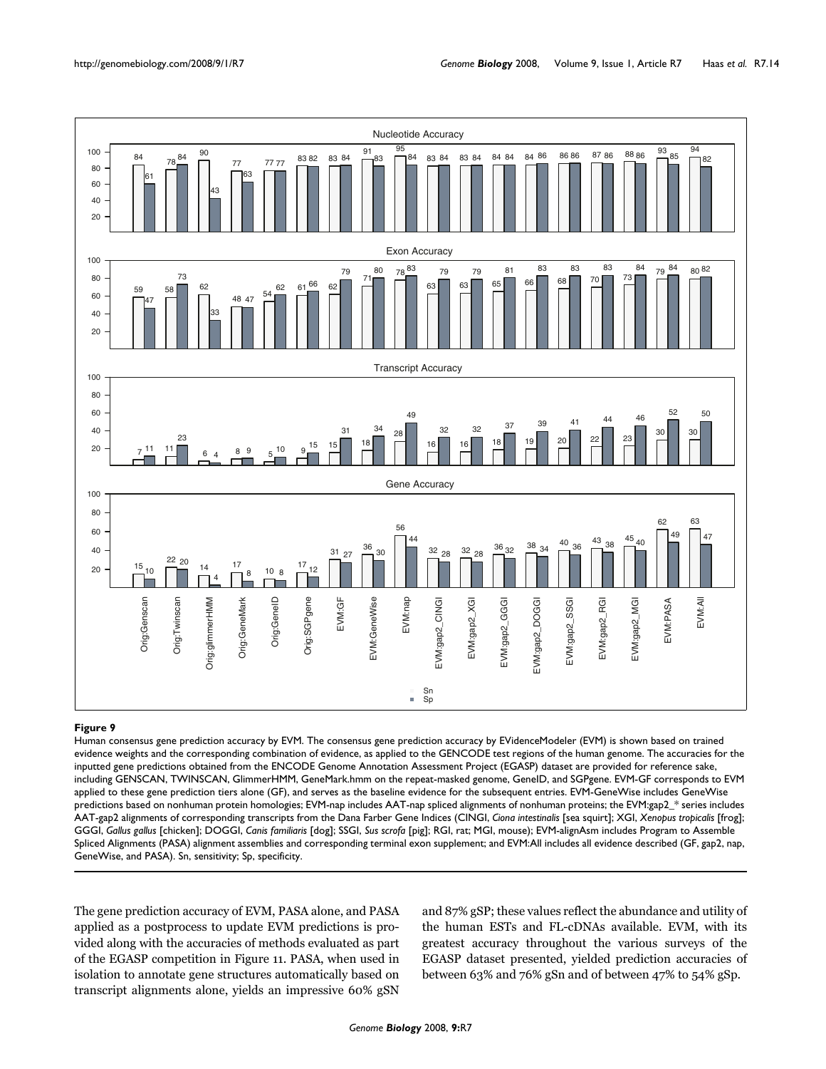**Figure 9**

Human consensus gene prediction accuracy by EVM. The consensus gene prediction accuracy by EVidenceModeler (EVM) is shown based on trained evidence weights and the corresponding combination of evidence, as applied to the GENCODE test regions of the human genome. The accuracies for the inputted gene predictions obtained from the ENCODE Genome Annotation Assessment Project (EGASP) dataset are provided for reference sake, including GENSCAN, TWINSCAN, GlimmerHMM, GeneMark.hmm on the repeat-masked genome, GeneID, and SGPgene. EVM-GF corresponds to EVM applied to these gene prediction tiers alone (GF), and serves as the baseline evidence for the subsequent entries. EVM-GeneWise includes GeneWise predictions based on nonhuman protein homologies; EVM-nap includes AAT-nap spliced alignments of nonhuman proteins; the EVM:gap2_* series includes AAT-gap2 alignments of corresponding transcripts from the Dana Farber Gene Indices (CINGI, *Ciona intestinalis* [sea squirt]; XGI, *Xenopus tropicalis* [frog]; GGGI, *Gallus gallus* [chicken]; DOGGI, *Canis familiaris* [dog]; SSGI, *Sus scrofa* [pig]; RGI, rat; MGI, mouse); EVM-alignAsm includes Program to Assemble Spliced Alignments (PASA) alignment assemblies and corresponding terminal exon supplement; and EVM:All includes all evidence described (GF, gap2, nap, GeneWise, and PASA). Sn, sensitivity; Sp, specificity.

The gene prediction accuracy of EVM, PASA alone, and PASA applied as a postprocess to update EVM predictions is provided along with the accuracies of methods evaluated as part of the EGASP competition in Figure 11. PASA, when used in isolation to annotate gene structures automatically based on transcript alignments alone, yields an impressive 60% gSN and 87% gSP; these values reflect the abundance and utility of the human ESTs and FL-cDNAs available. EVM, with its greatest accuracy throughout the various surveys of the EGASP dataset presented, yielded prediction accuracies of between 63% and 76% gSn and of between 47% to 54% gSp.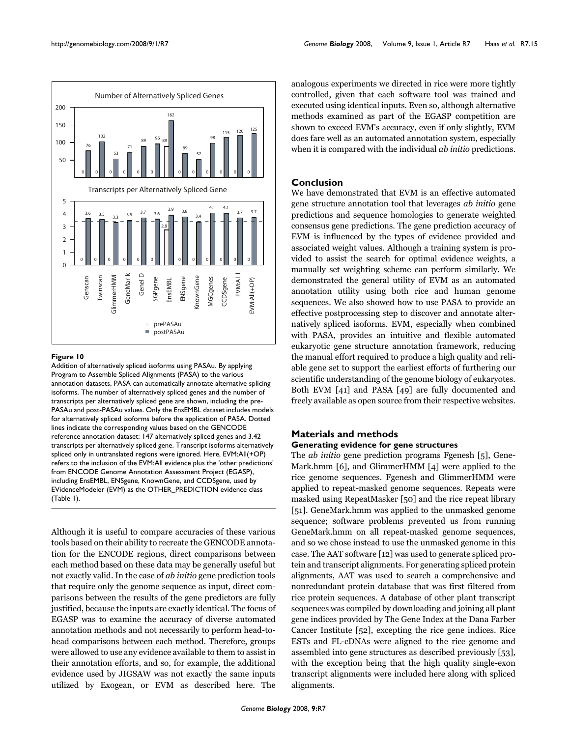Number of Alternatively Spliced Genes

200
150
100
50

76 102 53 71 89 96 89 162 69 52 98 115 120 125

0 0 0 0 0 0 0 0 0 0 0 0

Transcripts per Alternatively Spliced Gene

5
4
3
2
1
0

3.6 3.5 3.3 3.5 3.7 3.6 3.9 2.8 3.8 3.4 4.1 4.1 3.7 3.7

0 0 0 0 0 0 0 0 0 0 0 0

Genscan Twinscan GlimmerHMM GeneMar k Genel D SGPgene EnsEMBL ENSgene KnownGene MGCgenes CCDSgene EVM:Al l EVM:All(+OP)

prePASAu
postPASAu

**Figure 10**

Addition of alternatively spliced isoforms using PASAu. By applying Program to Assemble Spliced Alignments (PASA) to the various annotation datasets, PASA can automatically annotate alternative splicing isoforms. The number of alternatively spliced genes and the number of transcripts per alternatively spliced gene are shown, including the pre-PASAu and post-PASAu values. Only the EnsEMBL dataset includes models for alternatively spliced isoforms before the application of PASA. Dotted lines indicate the corresponding values based on the GENCODE reference annotation dataset: 147 alternatively spliced genes and 3.42 transcripts per alternatively spliced gene. Transcript isoforms alternatively spliced only in untranslated regions were ignored. Here, EVM:All(+OP) refers to the inclusion of the EVM:All evidence plus the 'other predictions' from ENCODE Genome Annotation Assessment Project (EGASP), including EnsEMBL, ENSgene, KnownGene, and CCDSgene, used by EVidenceModeler (EVM) as the OTHER_PREDICTION evidence class (Table 1).

Although it is useful to compare accuracies of these various tools based on their ability to recreate the GENCODE annotation for the ENCODE regions, direct comparisons between each method based on these data may be generally useful but not exactly valid. In the case of *ab initio* gene prediction tools that require only the genome sequence as input, direct comparisons between the results of the gene predictors are fully justified, because the inputs are exactly identical. The focus of EGASP was to examine the accuracy of diverse automated annotation methods and not necessarily to perform head-to-head comparisons between each method. Therefore, groups were allowed to use any evidence available to them to assist in their annotation efforts, and so, for example, the additional evidence used by JIGSAW was not exactly the same inputs utilized by Exogean, or EVM as described here. The analogous experiments we directed in rice were more tightly controlled, given that each software tool was trained and executed using identical inputs. Even so, although alternative methods examined as part of the EGASP competition are shown to exceed EVM's accuracy, even if only slightly, EVM does fare well as an automated annotation system, especially when it is compared with the individual *ab initio* predictions.

## Conclusion

We have demonstrated that EVM is an effective automated gene structure annotation tool that leverages *ab initio* gene predictions and sequence homologies to generate weighted consensus gene predictions. The gene prediction accuracy of EVM is influenced by the types of evidence provided and associated weight values. Although a training system is provided to assist the search for optimal evidence weights, a manually set weighting scheme can perform similarly. We demonstrated the general utility of EVM as an automated annotation utility using both rice and human genome sequences. We also showed how to use PASA to provide an effective postprocessing step to discover and annotate alternatively spliced isoforms. EVM, especially when combined with PASA, provides an intuitive and flexible automated eukaryotic gene structure annotation framework, reducing the manual effort required to produce a high quality and reliable gene set to support the earliest efforts of furthering our scientific understanding of the genome biology of eukaryotes. Both EVM [41] and PASA [49] are fully documented and freely available as open source from their respective websites.

## Materials and methods

### Generating evidence for gene structures

The *ab initio* gene prediction programs Fgenesh [5], GeneMark.hmm [6], and GlimmerHMM [4] were applied to the rice genome sequences. Fgenesh and GlimmerHMM were applied to repeat-masked genome sequences. Repeats were masked using RepeatMasker [50] and the rice repeat library [51]. GeneMark.hmm was applied to the unmasked genome sequence; software problems prevented us from running GeneMark.hmm on all repeat-masked genome sequences, and so we chose instead to use the unmasked genome in this case. The AAT software [12] was used to generate spliced protein and transcript alignments. For generating spliced protein alignments, AAT was used to search a comprehensive and nonredundant protein database that was first filtered from rice protein sequences. A database of other plant transcript sequences was compiled by downloading and joining all plant gene indices provided by The Gene Index at the Dana Farber Cancer Institute [52], excepting the rice gene indices. Rice ESTs and FL-cDNAs were aligned to the rice genome and assembled into gene structures as described previously [53], with the exception being that the high quality single-exon transcript alignments were included here along with spliced alignments.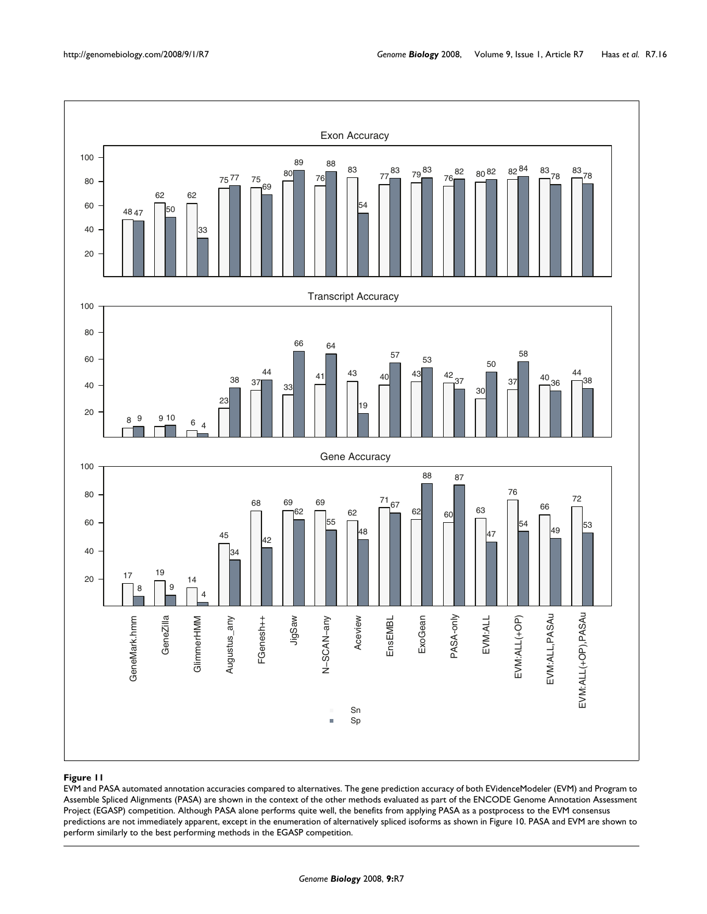**Figure 11**

EVM and PASA automated annotation accuracies compared to alternatives. The gene prediction accuracy of both EVidenceModeler (EVM) and Program to Assemble Spliced Alignments (PASA) are shown in the context of the other methods evaluated as part of the ENCODE Genome Annotation Assessment Project (EGASP) competition. Although PASA alone performs quite well, the benefits from applying PASA as a postprocess to the EVM consensus predictions are not immediately apparent, except in the enumeration of alternatively spliced isoforms as shown in Figure 10. PASA and EVM are shown to perform similarly to the best performing methods in the EGASP competition.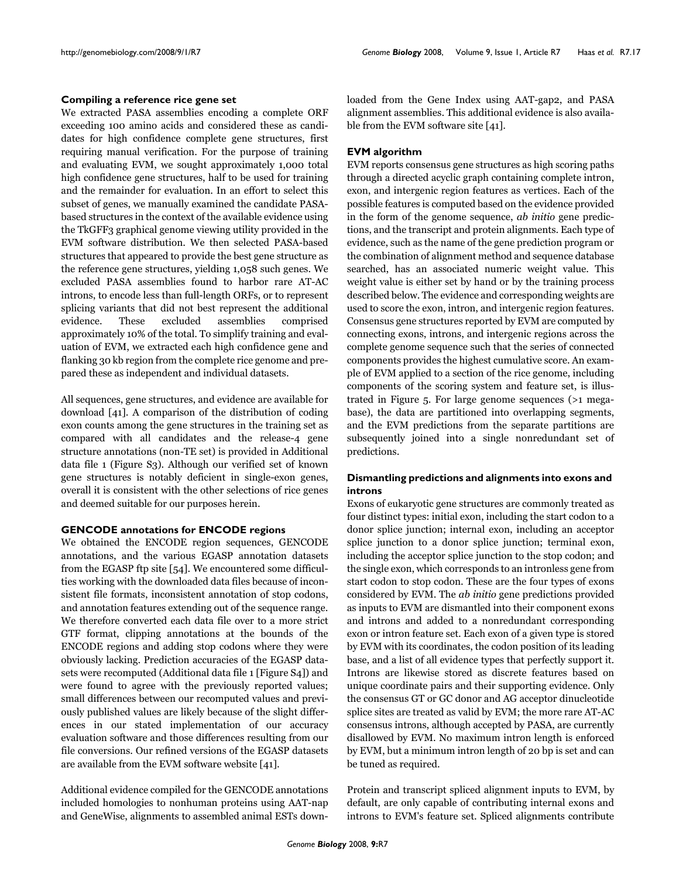### Compiling a reference rice gene set

We extracted PASA assemblies encoding a complete ORF exceeding 100 amino acids and considered these as candidates for high confidence complete gene structures, first requiring manual verification. For the purpose of training and evaluating EVM, we sought approximately 1,000 total high confidence gene structures, half to be used for training and the remainder for evaluation. In an effort to select this subset of genes, we manually examined the candidate PASA-based structures in the context of the available evidence using the TkGFF3 graphical genome viewing utility provided in the EVM software distribution. We then selected PASA-based structures that appeared to provide the best gene structure as the reference gene structures, yielding 1,058 such genes. We excluded PASA assemblies found to harbor rare AT-AC introns, to encode less than full-length ORFs, or to represent splicing variants that did not best represent the additional evidence. These excluded assemblies comprised approximately 10% of the total. To simplify training and evaluation of EVM, we extracted each high confidence gene and flanking 30 kb region from the complete rice genome and prepared these as independent and individual datasets.

All sequences, gene structures, and evidence are available for download [41]. A comparison of the distribution of coding exon counts among the gene structures in the training set as compared with all candidates and the release-4 gene structure annotations (non-TE set) is provided in Additional data file 1 (Figure S3). Although our verified set of known gene structures is notably deficient in single-exon genes, overall it is consistent with the other selections of rice genes and deemed suitable for our purposes herein.

### GENCODE annotations for ENCODE regions

We obtained the ENCODE region sequences, GENCODE annotations, and the various EGASP annotation datasets from the EGASP ftp site [54]. We encountered some difficulties working with the downloaded data files because of inconsistent file formats, inconsistent annotation of stop codons, and annotation features extending out of the sequence range. We therefore converted each data file over to a more strict GTF format, clipping annotations at the bounds of the ENCODE regions and adding stop codons where they were obviously lacking. Prediction accuracies of the EGASP datasets were recomputed (Additional data file 1 [Figure S4]) and were found to agree with the previously reported values; small differences between our recomputed values and previously published values are likely because of the slight differences in our stated implementation of our accuracy evaluation software and those differences resulting from our file conversions. Our refined versions of the EGASP datasets are available from the EVM software website [41].

Additional evidence compiled for the GENCODE annotations included homologies to nonhuman proteins using AAT-nap and GeneWise, alignments to assembled animal ESTs downloaded from the Gene Index using AAT-gap2, and PASA alignment assemblies. This additional evidence is also available from the EVM software site [41].

### EVM algorithm

EVM reports consensus gene structures as high scoring paths through a directed acyclic graph containing complete intron, exon, and intergenic region features as vertices. Each of the possible features is computed based on the evidence provided in the form of the genome sequence, *ab initio* gene predictions, and the transcript and protein alignments. Each type of evidence, such as the name of the gene prediction program or the combination of alignment method and sequence database searched, has an associated numeric weight value. This weight value is either set by hand or by the training process described below. The evidence and corresponding weights are used to score the exon, intron, and intergenic region features. Consensus gene structures reported by EVM are computed by connecting exons, introns, and intergenic regions across the complete genome sequence such that the series of connected components provides the highest cumulative score. An example of EVM applied to a section of the rice genome, including components of the scoring system and feature set, is illustrated in Figure 5. For large genome sequences (>1 megabase), the data are partitioned into overlapping segments, and the EVM predictions from the separate partitions are subsequently joined into a single nonredundant set of predictions.

### Dismantling predictions and alignments into exons and introns

Exons of eukaryotic gene structures are commonly treated as four distinct types: initial exon, including the start codon to a donor splice junction; internal exon, including an acceptor splice junction to a donor splice junction; terminal exon, including the acceptor splice junction to the stop codon; and the single exon, which corresponds to an intronless gene from start codon to stop codon. These are the four types of exons considered by EVM. The *ab initio* gene predictions provided as inputs to EVM are dismantled into their component exons and introns and added to a nonredundant corresponding exon or intron feature set. Each exon of a given type is stored by EVM with its coordinates, the codon position of its leading base, and a list of all evidence types that perfectly support it. Introns are likewise stored as discrete features based on unique coordinate pairs and their supporting evidence. Only the consensus GT or GC donor and AG acceptor dinucleotide splice sites are treated as valid by EVM; the more rare AT-AC consensus introns, although accepted by PASA, are currently disallowed by EVM. No maximum intron length is enforced by EVM, but a minimum intron length of 20 bp is set and can be tuned as required.

Protein and transcript spliced alignment inputs to EVM, by default, are only capable of contributing internal exons and introns to EVM's feature set. Spliced alignments contribute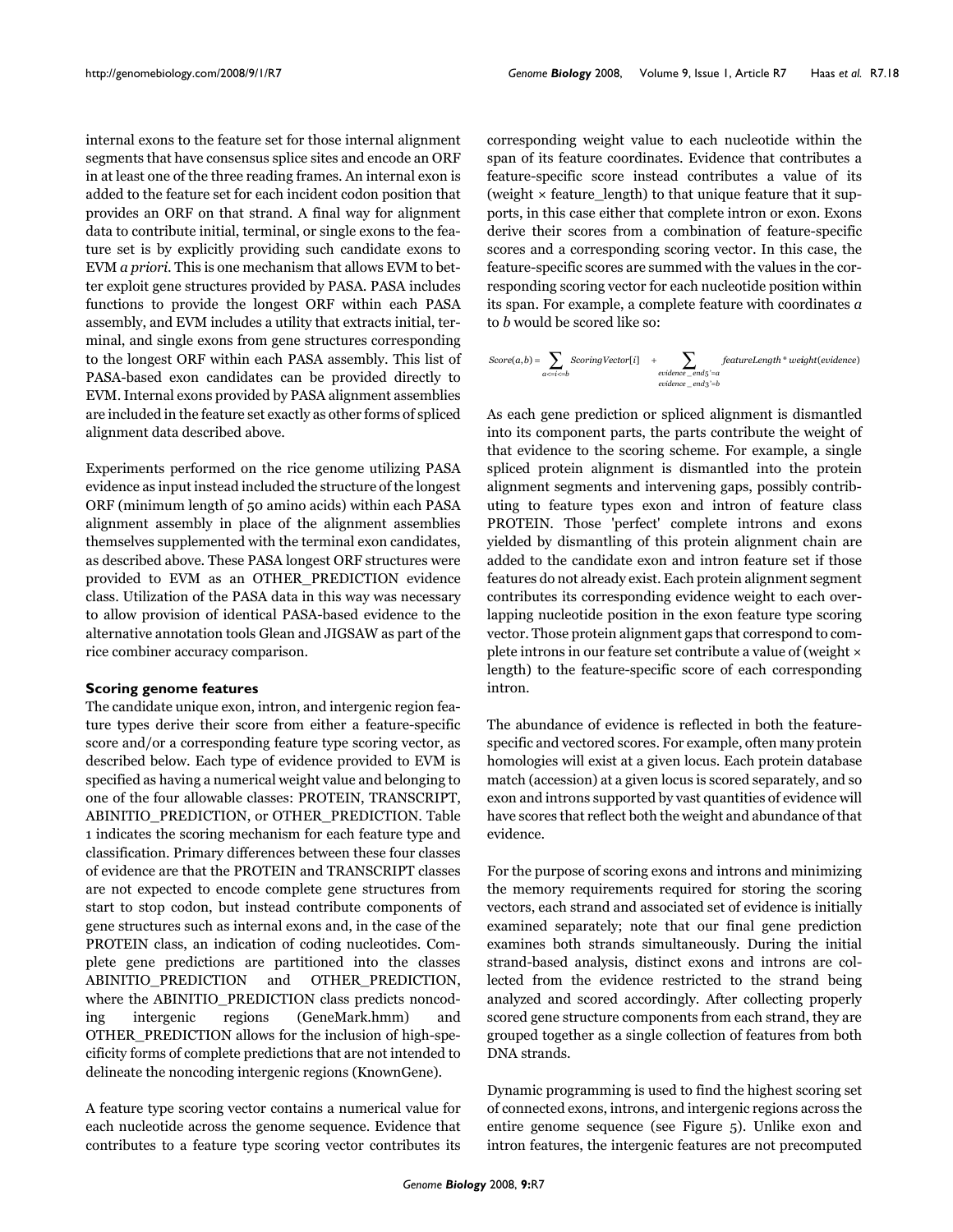internal exons to the feature set for those internal alignment segments that have consensus splice sites and encode an ORF in at least one of the three reading frames. An internal exon is added to the feature set for each incident codon position that provides an ORF on that strand. A final way for alignment data to contribute initial, terminal, or single exons to the feature set is by explicitly providing such candidate exons to EVM *a priori*. This is one mechanism that allows EVM to better exploit gene structures provided by PASA. PASA includes functions to provide the longest ORF within each PASA assembly, and EVM includes a utility that extracts initial, terminal, and single exons from gene structures corresponding to the longest ORF within each PASA assembly. This list of PASA-based exon candidates can be provided directly to EVM. Internal exons provided by PASA alignment assemblies are included in the feature set exactly as other forms of spliced alignment data described above.

Experiments performed on the rice genome utilizing PASA evidence as input instead included the structure of the longest ORF (minimum length of 50 amino acids) within each PASA alignment assembly in place of the alignment assemblies themselves supplemented with the terminal exon candidates, as described above. These PASA longest ORF structures were provided to EVM as an OTHER_PREDICTION evidence class. Utilization of the PASA data in this way was necessary to allow provision of identical PASA-based evidence to the alternative annotation tools Glean and JIGSAW as part of the rice combiner accuracy comparison.

### Scoring genome features

The candidate unique exon, intron, and intergenic region feature types derive their score from either a feature-specific score and/or a corresponding feature type scoring vector, as described below. Each type of evidence provided to EVM is specified as having a numerical weight value and belonging to one of the four allowable classes: PROTEIN, TRANSCRIPT, ABINITIO_PREDICTION, or OTHER_PREDICTION. Table 1 indicates the scoring mechanism for each feature type and classification. Primary differences between these four classes of evidence are that the PROTEIN and TRANSCRIPT classes are not expected to encode complete gene structures from start to stop codon, but instead contribute components of gene structures such as internal exons and, in the case of the PROTEIN class, an indication of coding nucleotides. Complete gene predictions are partitioned into the classes ABINITIO_PREDICTION and OTHER_PREDICTION, where the ABINITIO_PREDICTION class predicts noncoding intergenic regions (GeneMark.hmm) and OTHER_PREDICTION allows for the inclusion of high-specificity forms of complete predictions that are not intended to delineate the noncoding intergenic regions (KnownGene).

A feature type scoring vector contains a numerical value for each nucleotide across the genome sequence. Evidence that contributes to a feature type scoring vector contributes its corresponding weight value to each nucleotide within the span of its feature coordinates. Evidence that contributes a feature-specific score instead contributes a value of its (weight × feature_length) to that unique feature that it supports, in this case either that complete intron or exon. Exons derive their scores from a combination of feature-specific scores and a corresponding scoring vector. In this case, the feature-specific scores are summed with the values in the corresponding scoring vector for each nucleotide position within its span. For example, a complete feature with coordinates $a$ to $b$ would be scored like so:

$$Score(a,b) = \sum_{a<=i<=b} ScoringVector[i] \quad + \sum_{\substack{evidence\_end5'=a \\ evidence\_end3'=b}} featureLength * weight(evidence)$$

As each gene prediction or spliced alignment is dismantled into its component parts, the parts contribute the weight of that evidence to the scoring scheme. For example, a single spliced protein alignment is dismantled into the protein alignment segments and intervening gaps, possibly contributing to feature types exon and intron of feature class PROTEIN. Those 'perfect' complete introns and exons yielded by dismantling of this protein alignment chain are added to the candidate exon and intron feature set if those features do not already exist. Each protein alignment segment contributes its corresponding evidence weight to each overlapping nucleotide position in the exon feature type scoring vector. Those protein alignment gaps that correspond to complete introns in our feature set contribute a value of (weight × length) to the feature-specific score of each corresponding intron.

The abundance of evidence is reflected in both the feature-specific and vectored scores. For example, often many protein homologies will exist at a given locus. Each protein database match (accession) at a given locus is scored separately, and so exon and introns supported by vast quantities of evidence will have scores that reflect both the weight and abundance of that evidence.

For the purpose of scoring exons and introns and minimizing the memory requirements required for storing the scoring vectors, each strand and associated set of evidence is initially examined separately; note that our final gene prediction examines both strands simultaneously. During the initial strand-based analysis, distinct exons and introns are collected from the evidence restricted to the strand being analyzed and scored accordingly. After collecting properly scored gene structure components from each strand, they are grouped together as a single collection of features from both DNA strands.

Dynamic programming is used to find the highest scoring set of connected exons, introns, and intergenic regions across the entire genome sequence (see Figure 5). Unlike exon and intron features, the intergenic features are not precomputed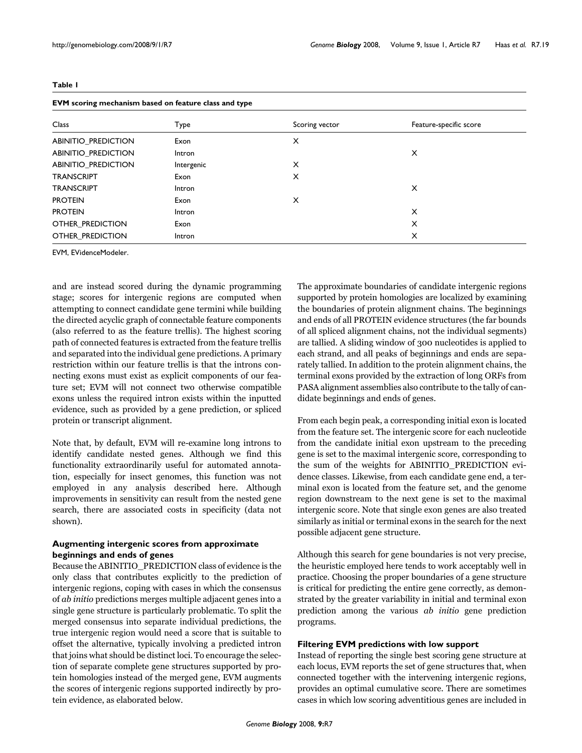**Table 1**

**EVM scoring mechanism based on feature class and type**

| Class | Type | Scoring vector | Feature-specific score |
| --- | --- | --- | --- |
| ABINITIO_PREDICTION | Exon | X | |
| ABINITIO_PREDICTION | Intron | | X |
| ABINITIO_PREDICTION | Intergenic | X | |
| TRANSCRIPT | Exon | X | |
| TRANSCRIPT | Intron | | X |
| PROTEIN | Exon | X | |
| PROTEIN | Intron | | X |
| OTHER_PREDICTION | Exon | | X |
| OTHER_PREDICTION | Intron | | X |

EVM, EVidenceModeler.

and are instead scored during the dynamic programming stage; scores for intergenic regions are computed when attempting to connect candidate gene termini while building the directed acyclic graph of connectable feature components (also referred to as the feature trellis). The highest scoring path of connected features is extracted from the feature trellis and separated into the individual gene predictions. A primary restriction within our feature trellis is that the introns connecting exons must exist as explicit components of our feature set; EVM will not connect two otherwise compatible exons unless the required intron exists within the inputted evidence, such as provided by a gene prediction, or spliced protein or transcript alignment.

Note that, by default, EVM will re-examine long introns to identify candidate nested genes. Although we find this functionality extraordinarily useful for automated annotation, especially for insect genomes, this function was not employed in any analysis described here. Although improvements in sensitivity can result from the nested gene search, there are associated costs in specificity (data not shown).

### Augmenting intergenic scores from approximate beginnings and ends of genes

Because the ABINITIO_PREDICTION class of evidence is the only class that contributes explicitly to the prediction of intergenic regions, coping with cases in which the consensus of *ab initio* predictions merges multiple adjacent genes into a single gene structure is particularly problematic. To split the merged consensus into separate individual predictions, the true intergenic region would need a score that is suitable to offset the alternative, typically involving a predicted intron that joins what should be distinct loci. To encourage the selection of separate complete gene structures supported by protein homologies instead of the merged gene, EVM augments the scores of intergenic regions supported indirectly by protein evidence, as elaborated below.

The approximate boundaries of candidate intergenic regions supported by protein homologies are localized by examining the boundaries of protein alignment chains. The beginnings and ends of all PROTEIN evidence structures (the far bounds of all spliced alignment chains, not the individual segments) are tallied. A sliding window of 300 nucleotides is applied to each strand, and all peaks of beginnings and ends are separately tallied. In addition to the protein alignment chains, the terminal exons provided by the extraction of long ORFs from PASA alignment assemblies also contribute to the tally of candidate beginnings and ends of genes.

From each begin peak, a corresponding initial exon is located from the feature set. The intergenic score for each nucleotide from the candidate initial exon upstream to the preceding gene is set to the maximal intergenic score, corresponding to the sum of the weights for ABINITIO_PREDICTION evidence classes. Likewise, from each candidate gene end, a terminal exon is located from the feature set, and the genome region downstream to the next gene is set to the maximal intergenic score. Note that single exon genes are also treated similarly as initial or terminal exons in the search for the next possible adjacent gene structure.

Although this search for gene boundaries is not very precise, the heuristic employed here tends to work acceptably well in practice. Choosing the proper boundaries of a gene structure is critical for predicting the entire gene correctly, as demonstrated by the greater variability in initial and terminal exon prediction among the various *ab initio* gene prediction programs.

### Filtering EVM predictions with low support

Instead of reporting the single best scoring gene structure at each locus, EVM reports the set of gene structures that, when connected together with the intervening intergenic regions, provides an optimal cumulative score. There are sometimes cases in which low scoring adventitious genes are included in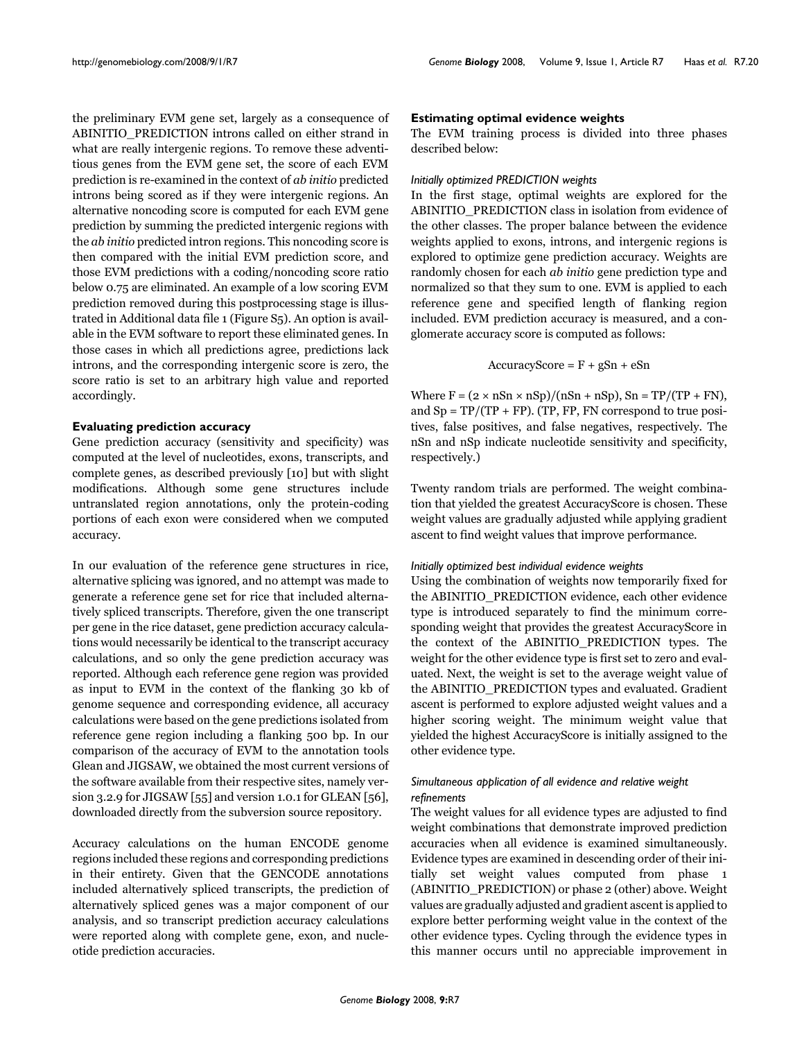the preliminary EVM gene set, largely as a consequence of ABINITIO_PREDICTION introns called on either strand in what are really intergenic regions. To remove these adventitious genes from the EVM gene set, the score of each EVM prediction is re-examined in the context of *ab initio* predicted introns being scored as if they were intergenic regions. An alternative noncoding score is computed for each EVM gene prediction by summing the predicted intergenic regions with the *ab initio* predicted intron regions. This noncoding score is then compared with the initial EVM prediction score, and those EVM predictions with a coding/noncoding score ratio below 0.75 are eliminated. An example of a low scoring EVM prediction removed during this postprocessing stage is illustrated in Additional data file 1 (Figure S5). An option is available in the EVM software to report these eliminated genes. In those cases in which all predictions agree, predictions lack introns, and the corresponding intergenic score is zero, the score ratio is set to an arbitrary high value and reported accordingly.

### Evaluating prediction accuracy

Gene prediction accuracy (sensitivity and specificity) was computed at the level of nucleotides, exons, transcripts, and complete genes, as described previously [10] but with slight modifications. Although some gene structures include untranslated region annotations, only the protein-coding portions of each exon were considered when we computed accuracy.

In our evaluation of the reference gene structures in rice, alternative splicing was ignored, and no attempt was made to generate a reference gene set for rice that included alternatively spliced transcripts. Therefore, given the one transcript per gene in the rice dataset, gene prediction accuracy calculations would necessarily be identical to the transcript accuracy calculations, and so only the gene prediction accuracy was reported. Although each reference gene region was provided as input to EVM in the context of the flanking 30 kb of genome sequence and corresponding evidence, all accuracy calculations were based on the gene predictions isolated from reference gene region including a flanking 500 bp. In our comparison of the accuracy of EVM to the annotation tools Glean and JIGSAW, we obtained the most current versions of the software available from their respective sites, namely version 3.2.9 for JIGSAW [55] and version 1.0.1 for GLEAN [56], downloaded directly from the subversion source repository.

Accuracy calculations on the human ENCODE genome regions included these regions and corresponding predictions in their entirety. Given that the GENCODE annotations included alternatively spliced transcripts, the prediction of alternatively spliced genes was a major component of our analysis, and so transcript prediction accuracy calculations were reported along with complete gene, exon, and nucleotide prediction accuracies.

### Estimating optimal evidence weights

The EVM training process is divided into three phases described below:

#### *Initially optimized PREDICTION weights*

In the first stage, optimal weights are explored for the ABINITIO_PREDICTION class in isolation from evidence of the other classes. The proper balance between the evidence weights applied to exons, introns, and intergenic regions is explored to optimize gene prediction accuracy. Weights are randomly chosen for each *ab initio* gene prediction type and normalized so that they sum to one. EVM is applied to each reference gene and specified length of flanking region included. EVM prediction accuracy is measured, and a conglomerate accuracy score is computed as follows:

$$\text{AccuracyScore} = F + gSn + eSn$$

Where $F = (2 \times nSn \times nSp)/(nSn + nSp)$, $Sn = TP/(TP + FN)$, and $Sp = TP/(TP + FP)$. (TP, FP, FN correspond to true positives, false positives, and false negatives, respectively. The nSn and nSp indicate nucleotide sensitivity and specificity, respectively.)

Twenty random trials are performed. The weight combination that yielded the greatest AccuracyScore is chosen. These weight values are gradually adjusted while applying gradient ascent to find weight values that improve performance.

#### *Initially optimized best individual evidence weights*

Using the combination of weights now temporarily fixed for the ABINITIO_PREDICTION evidence, each other evidence type is introduced separately to find the minimum corresponding weight that provides the greatest AccuracyScore in the context of the ABINITIO_PREDICTION types. The weight for the other evidence type is first set to zero and evaluated. Next, the weight is set to the average weight value of the ABINITIO_PREDICTION types and evaluated. Gradient ascent is performed to explore adjusted weight values and a higher scoring weight. The minimum weight value that yielded the highest AccuracyScore is initially assigned to the other evidence type.

#### *Simultaneous application of all evidence and relative weight refinements*

The weight values for all evidence types are adjusted to find weight combinations that demonstrate improved prediction accuracies when all evidence is examined simultaneously. Evidence types are examined in descending order of their initially set weight values computed from phase 1 (ABINITIO_PREDICTION) or phase 2 (other) above. Weight values are gradually adjusted and gradient ascent is applied to explore better performing weight value in the context of the other evidence types. Cycling through the evidence types in this manner occurs until no appreciable improvement in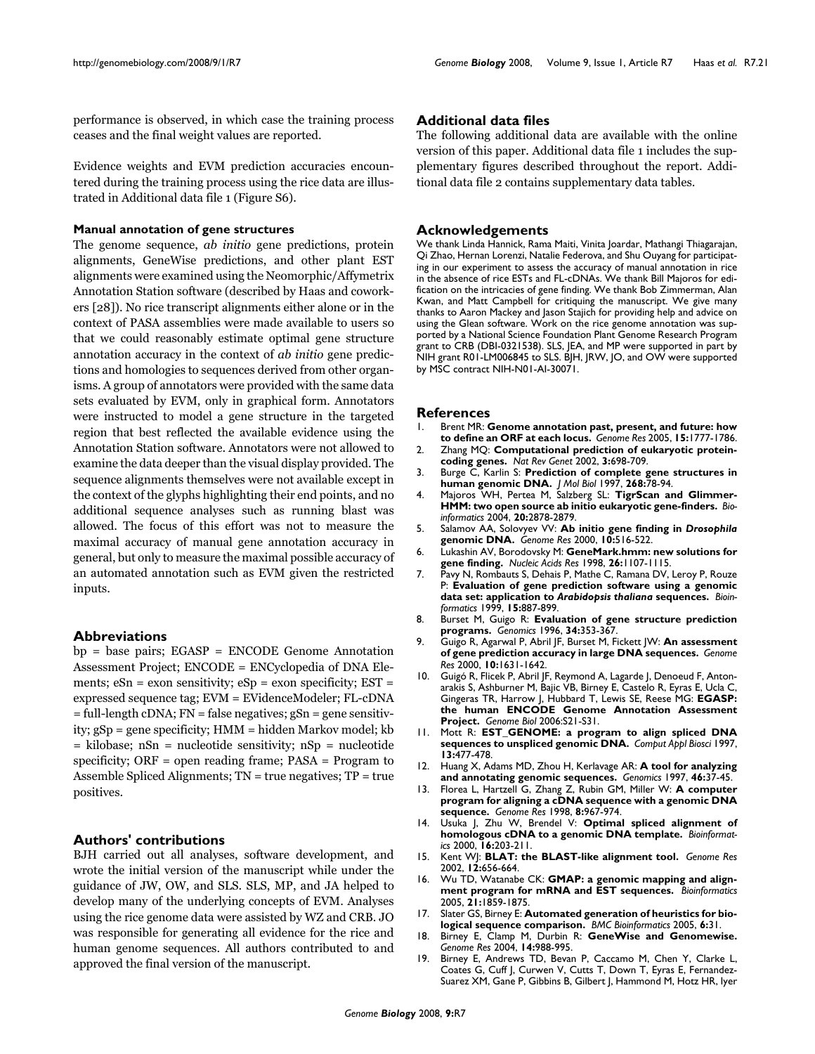performance is observed, in which case the training process ceases and the final weight values are reported.

Evidence weights and EVM prediction accuracies encountered during the training process using the rice data are illustrated in Additional data file 1 (Figure S6).

### Manual annotation of gene structures

The genome sequence, *ab initio* gene predictions, protein alignments, GeneWise predictions, and other plant EST alignments were examined using the Neomorphic/Affymetrix Annotation Station software (described by Haas and coworkers [28]). No rice transcript alignments either alone or in the context of PASA assemblies were made available to users so that we could reasonably estimate optimal gene structure annotation accuracy in the context of *ab initio* gene predictions and homologies to sequences derived from other organisms. A group of annotators were provided with the same data sets evaluated by EVM, only in graphical form. Annotators were instructed to model a gene structure in the targeted region that best reflected the available evidence using the Annotation Station software. Annotators were not allowed to examine the data deeper than the visual display provided. The sequence alignments themselves were not available except in the context of the glyphs highlighting their end points, and no additional sequence analyses such as running blast was allowed. The focus of this effort was not to measure the maximal accuracy of manual gene annotation accuracy in general, but only to measure the maximal possible accuracy of an automated annotation such as EVM given the restricted inputs.

## Abbreviations

bp = base pairs; EGASP = ENCODE Genome Annotation Assessment Project; ENCODE = ENCyclopedia of DNA Elements; eSn = exon sensitivity; eSp = exon specificity; EST = expressed sequence tag; EVM = EVidenceModeler; FL-cDNA = full-length cDNA; FN = false negatives; gSn = gene sensitivity; gSp = gene specificity; HMM = hidden Markov model; kb = kilobase; nSn = nucleotide sensitivity; nSp = nucleotide specificity; ORF = open reading frame; PASA = Program to Assemble Spliced Alignments; TN = true negatives; TP = true positives.

## Authors' contributions

BJH carried out all analyses, software development, and wrote the initial version of the manuscript while under the guidance of JW, OW, and SLS. SLS, MP, and JA helped to develop many of the underlying concepts of EVM. Analyses using the rice genome data were assisted by WZ and CRB. JO was responsible for generating all evidence for the rice and human genome sequences. All authors contributed to and approved the final version of the manuscript.

## Additional data files

The following additional data are available with the online version of this paper. Additional data file 1 includes the supplementary figures described throughout the report. Additional data file 2 contains supplementary data tables.

## Acknowledgements

We thank Linda Hannick, Rama Maiti, Vinita Joardar, Mathangi Thiagarajan, Qi Zhao, Hernan Lorenzi, Natalie Federova, and Shu Ouyang for participating in our experiment to assess the accuracy of manual annotation in rice in the absence of rice ESTs and FL-cDNAs. We thank Bill Majoros for edification on the intricacies of gene finding. We thank Bob Zimmerman, Alan Kwan, and Matt Campbell for critiquing the manuscript. We give many thanks to Aaron Mackey and Jason Stajich for providing help and advice on using the Glean software. Work on the rice genome annotation was supported by a National Science Foundation Plant Genome Research Program grant to CRB (DBI-0321538). SLS, JEA, and MP were supported in part by NIH grant R01-LM006845 to SLS. BJH, JRW, JO, and OW were supported by MSC contract NIH-N01-AI-30071.

## References

1. Brent MR: **Genome annotation past, present, and future: how to define an ORF at each locus.** *Genome Res* 2005, **15:**1777-1786.
2. Zhang MQ: **Computational prediction of eukaryotic protein-coding genes.** *Nat Rev Genet* 2002, **3:**698-709.
3. Burge C, Karlin S: **Prediction of complete gene structures in human genomic DNA.** *J Mol Biol* 1997, **268:**78-94.
4. Majoros WH, Pertea M, Salzberg SL: **TigrScan and GlimmerHMM: two open source ab initio eukaryotic gene-finders.** *Bioinformatics* 2004, **20:**2878-2879.
5. Salamov AA, Solovyev VV: **Ab initio gene finding in *Drosophila* genomic DNA.** *Genome Res* 2000, **10:**516-522.
6. Lukashin AV, Borodovsky M: **GeneMark.hmm: new solutions for gene finding.** *Nucleic Acids Res* 1998, **26:**1107-1115.
7. Pavy N, Rombauts S, Dehais P, Mathe C, Ramana DV, Leroy P, Rouze P: **Evaluation of gene prediction software using a genomic data set: application to *Arabidopsis thaliana* sequences.** *Bioinformatics* 1999, **15:**887-899.
8. Burset M, Guigo R: **Evaluation of gene structure prediction programs.** *Genomics* 1996, **34:**353-367.
9. Guigo R, Agarwal P, Abril JF, Burset M, Fickett JW: **An assessment of gene prediction accuracy in large DNA sequences.** *Genome Res* 2000, **10:**1631-1642.
10. Guigó R, Flicek P, Abril JF, Reymond A, Lagarde J, Denoeud F, Antonarakis S, Ashburner M, Bajic VB, Birney E, Castelo R, Eyras E, Ucla C, Gingeras TR, Harrow J, Hubbard T, Lewis SE, Reese MG: **EGASP: the human ENCODE Genome Annotation Assessment Project.** *Genome Biol* 2006:S21-S31.
11. Mott R: **EST_GENOME: a program to align spliced DNA sequences to unspliced genomic DNA.** *Comput Appl Biosci* 1997, **13:**477-478.
12. Huang X, Adams MD, Zhou H, Kerlavage AR: **A tool for analyzing and annotating genomic sequences.** *Genomics* 1997, **46:**37-45.
13. Florea L, Hartzell G, Zhang Z, Rubin GM, Miller W: **A computer program for aligning a cDNA sequence with a genomic DNA sequence.** *Genome Res* 1998, **8:**967-974.
14. Usuka J, Zhu W, Brendel V: **Optimal spliced alignment of homologous cDNA to a genomic DNA template.** *Bioinformatics* 2000, **16:**203-211.
15. Kent WJ: **BLAT: the BLAST-like alignment tool.** *Genome Res* 2002, **12:**656-664.
16. Wu TD, Watanabe CK: **GMAP: a genomic mapping and alignment program for mRNA and EST sequences.** *Bioinformatics* 2005, **21:**1859-1875.
17. Slater GS, Birney E: **Automated generation of heuristics for biological sequence comparison.** *BMC Bioinformatics* 2005, **6:**31.
18. Birney E, Clamp M, Durbin R: **GeneWise and Genomewise.** *Genome Res* 2004, **14:**988-995.
19. Birney E, Andrews TD, Bevan P, Caccamo M, Chen Y, Clarke L, Coates G, Cuff J, Curwen V, Cutts T, Down T, Eyras E, Fernandez-Suarez XM, Gane P, Gibbins B, Gilbert J, Hammond M, Hotz HR, Iyer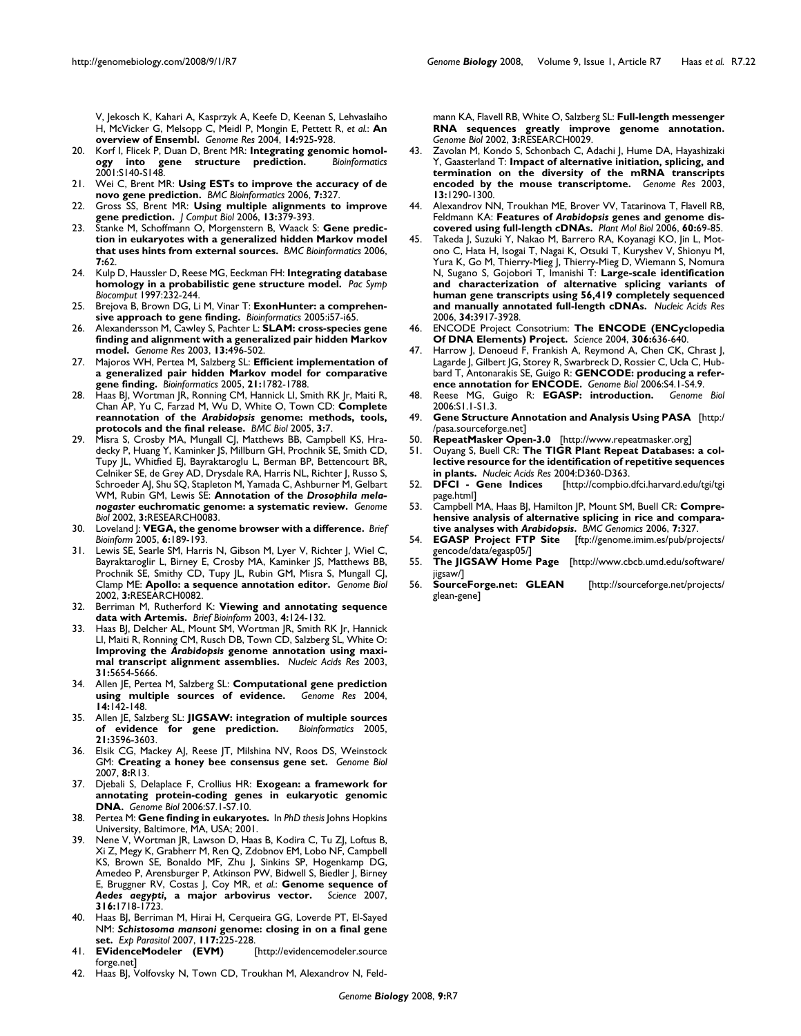V, Jekosch K, Kahari A, Kasprzyk A, Keefe D, Keenan S, Lehvaslaiho H, McVicker G, Melsopp C, Meidl P, Mongin E, Pettett R, *et al.*: **An overview of Ensembl.** *Genome Res* 2004, **14:**925-928.

20. Korf I, Flicek P, Duan D, Brent MR: **Integrating genomic homology into gene structure prediction.** *Bioinformatics* 2001:S140-S148.
21. Wei C, Brent MR: **Using ESTs to improve the accuracy of de novo gene prediction.** *BMC Bioinformatics* 2006, **7:**327.
22. Gross SS, Brent MR: **Using multiple alignments to improve gene prediction.** *J Comput Biol* 2006, **13:**379-393.
23. Stanke M, Schoffmann O, Morgenstern B, Waack S: **Gene prediction in eukaryotes with a generalized hidden Markov model that uses hints from external sources.** *BMC Bioinformatics* 2006, **7:**62.
24. Kulp D, Haussler D, Reese MG, Eeckman FH: **Integrating database homology in a probabilistic gene structure model.** *Pac Symp Biocomput* 1997:232-244.
25. Brejova B, Brown DG, Li M, Vinar T: **ExonHunter: a comprehensive approach to gene finding.** *Bioinformatics* 2005:i57-i65.
26. Alexandersson M, Cawley S, Pachter L: **SLAM: cross-species gene finding and alignment with a generalized pair hidden Markov model.** *Genome Res* 2003, **13:**496-502.
27. Majoros WH, Pertea M, Salzberg SL: **Efficient implementation of a generalized pair hidden Markov model for comparative gene finding.** *Bioinformatics* 2005, **21:**1782-1788.
28. Haas BJ, Wortman JR, Ronning CM, Hannick LI, Smith RK Jr, Maiti R, Chan AP, Yu C, Farzad M, Wu D, White O, Town CD: **Complete reannotation of the *Arabidopsis* genome: methods, tools, protocols and the final release.** *BMC Biol* 2005, **3:**7.
29. Misra S, Crosby MA, Mungall CJ, Matthews BB, Campbell KS, Hradecky P, Huang Y, Kaminker JS, Millburn GH, Prochnik SE, Smith CD, Tupy JL, Whitfied EJ, Bayraktaroglu L, Berman BP, Bettencourt BR, Celniker SE, de Grey AD, Drysdale RA, Harris NL, Richter J, Russo S, Schroeder AJ, Shu SQ, Stapleton M, Yamada C, Ashburner M, Gelbart WM, Rubin GM, Lewis SE: **Annotation of the *Drosophila melanogaster* euchromatic genome: a systematic review.** *Genome Biol* 2002, **3:**RESEARCH0083.
30. Loveland J: **VEGA, the genome browser with a difference.** *Brief Bioinform* 2005, **6:**189-193.
31. Lewis SE, Searle SM, Harris N, Gibson M, Lyer V, Richter J, Wiel C, Bayraktaroglir L, Birney E, Crosby MA, Kaminker JS, Matthews BB, Prochnik SE, Smithy CD, Tupy JL, Rubin GM, Misra S, Mungall CJ, Clamp ME: **Apollo: a sequence annotation editor.** *Genome Biol* 2002, **3:**RESEARCH0082.
32. Berriman M, Rutherford K: **Viewing and annotating sequence data with Artemis.** *Brief Bioinform* 2003, **4:**124-132.
33. Haas BJ, Delcher AL, Mount SM, Wortman JR, Smith RK Jr, Hannick LI, Maiti R, Ronning CM, Rusch DB, Town CD, Salzberg SL, White O: **Improving the *Arabidopsis* genome annotation using maximal transcript alignment assemblies.** *Nucleic Acids Res* 2003, **31:**5654-5666.
34. Allen JE, Pertea M, Salzberg SL: **Computational gene prediction using multiple sources of evidence.** *Genome Res* 2004, **14:**142-148.
35. Allen JE, Salzberg SL: **JIGSAW: integration of multiple sources of evidence for gene prediction.** *Bioinformatics* 2005, **21:**3596-3603.
36. Elsik CG, Mackey AJ, Reese JT, Milshina NV, Roos DS, Weinstock GM: **Creating a honey bee consensus gene set.** *Genome Biol* 2007, **8:**R13.
37. Djebali S, Delaplace F, Crollius HR: **Exogean: a framework for annotating protein-coding genes in eukaryotic genomic DNA.** *Genome Biol* 2006:S7.1-S7.10.
38. Pertea M: **Gene finding in eukaryotes.** In *PhD thesis* Johns Hopkins University, Baltimore, MA, USA; 2001.
39. Nene V, Wortman JR, Lawson D, Haas B, Kodira C, Tu ZJ, Loftus B, Xi Z, Megy K, Grabherr M, Ren Q, Zdobnov EM, Lobo NF, Campbell KS, Brown SE, Bonaldo MF, Zhu J, Sinkins SP, Hogenkamp DG, Amedeo P, Arensburger P, Atkinson PW, Bidwell S, Biedler J, Birney E, Bruggner RV, Costas J, Coy MR, *et al.*: **Genome sequence of *Aedes aegypti*, a major arbovirus vector.** *Science* 2007, **316:**1718-1723.
40. Haas BJ, Berriman M, Hirai H, Cerqueira GG, Loverde PT, El-Sayed NM: ***Schistosoma mansoni* genome: closing in on a final gene set.** *Exp Parasitol* 2007, **117:**225-228.
41. **EVidenceModeler (EVM)** [http://evidencemodeler.sourceforge.net]
42. Haas BJ, Volfovsky N, Town CD, Troukhan M, Alexandrov N, Feldmann KA, Flavell RB, White O, Salzberg SL: **Full-length messenger RNA sequences greatly improve genome annotation.** *Genome Biol* 2002, **3:**RESEARCH0029.
43. Zavolan M, Kondo S, Schonbach C, Adachi J, Hume DA, Hayashizaki Y, Gaasterland T: **Impact of alternative initiation, splicing, and termination on the diversity of the mRNA transcripts encoded by the mouse transcriptome.** *Genome Res* 2003, **13:**1290-1300.
44. Alexandrov NN, Troukhan ME, Brover VV, Tatarinova T, Flavell RB, Feldmann KA: **Features of *Arabidopsis* genes and genome discovered using full-length cDNAs.** *Plant Mol Biol* 2006, **60:**69-85.
45. Takeda J, Suzuki Y, Nakao M, Barrero RA, Koyanagi KO, Jin L, Motono C, Hata H, Isogai T, Nagai K, Otsuki T, Kuryshev V, Shionyu M, Yura K, Go M, Thierry-Mieg J, Thierry-Mieg D, Wiemann S, Nomura N, Sugano S, Gojobori T, Imanishi T: **Large-scale identification and characterization of alternative splicing variants of human gene transcripts using 56,419 completely sequenced and manually annotated full-length cDNAs.** *Nucleic Acids Res* 2006, **34:**3917-3928.
46. ENCODE Project Consotrium: **The ENCODE (ENCyclopedia Of DNA Elements) Project.** *Science* 2004, **306:**636-640.
47. Harrow J, Denoeud F, Frankish A, Reymond A, Chen CK, Chrast J, Lagarde J, Gilbert JG, Storey R, Swarbreck D, Rossier C, Ucla C, Hubbard T, Antonarakis SE, Guigo R: **GENCODE: producing a reference annotation for ENCODE.** *Genome Biol* 2006:S4.1-S4.9.
48. Reese MG, Guigo R: **EGASP: introduction.** *Genome Biol* 2006:S1.1-S1.3.
49. **Gene Structure Annotation and Analysis Using PASA** [http://pasa.sourceforge.net]
50. **RepeatMasker Open-3.0** [http://www.repeatmasker.org]
51. Ouyang S, Buell CR: **The TIGR Plant Repeat Databases: a collective resource for the identification of repetitive sequences in plants.** *Nucleic Acids Res* 2004:D360-D363.
52. **DFCI - Gene Indices** [http://compbio.dfci.harvard.edu/tgi/tgipage.html]
53. Campbell MA, Haas BJ, Hamilton JP, Mount SM, Buell CR: **Comprehensive analysis of alternative splicing in rice and comparative analyses with *Arabidopsis*.** *BMC Genomics* 2006, **7:**327.
54. **EGASP Project FTP Site** [ftp://genome.imim.es/pub/projects/gencode/data/egasp05/]
55. **The JIGSAW Home Page** [http://www.cbcb.umd.edu/software/jigsaw/]
56. **SourceForge.net: GLEAN** [http://sourceforge.net/projects/glean-gene]